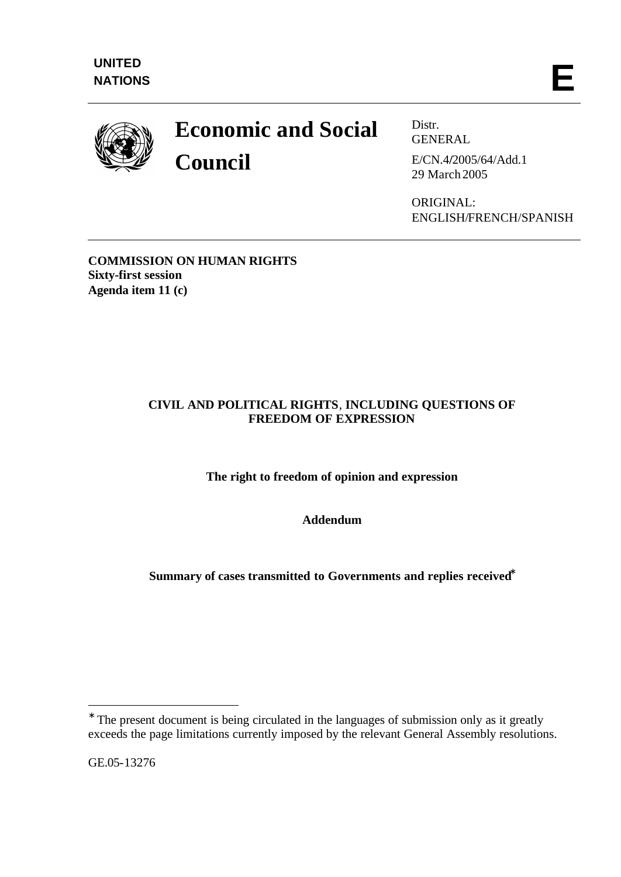UNITED NATIONS

E

# Economic and Social Council

Distr.
GENERAL

E/CN.4/2005/64/Add.1
29 March 2005

ORIGINAL:
ENGLISH/FRENCH/SPANISH

**COMMISSION ON HUMAN RIGHTS**
**Sixty-first session**
**Agenda item 11 (c)**

## CIVIL AND POLITICAL RIGHTS, INCLUDING QUESTIONS OF FREEDOM OF EXPRESSION

### The right to freedom of opinion and expression

### Addendum

### Summary of cases transmitted to Governments and replies received*

* The present document is being circulated in the languages of submission only as it greatly exceeds the page limitations currently imposed by the relevant General Assembly resolutions.

GE.05-13276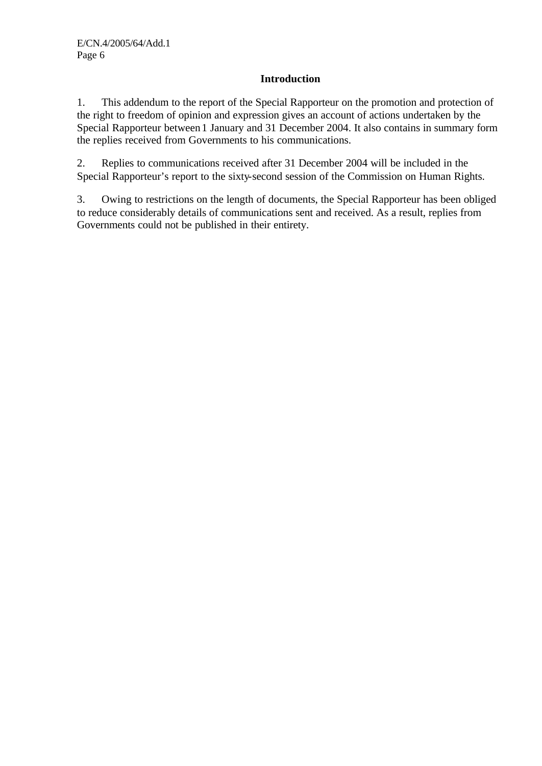## Introduction

1. This addendum to the report of the Special Rapporteur on the promotion and protection of the right to freedom of opinion and expression gives an account of actions undertaken by the Special Rapporteur between 1 January and 31 December 2004. It also contains in summary form the replies received from Governments to his communications.

2. Replies to communications received after 31 December 2004 will be included in the Special Rapporteur's report to the sixty-second session of the Commission on Human Rights.

3. Owing to restrictions on the length of documents, the Special Rapporteur has been obliged to reduce considerably details of communications sent and received. As a result, replies from Governments could not be published in their entirety.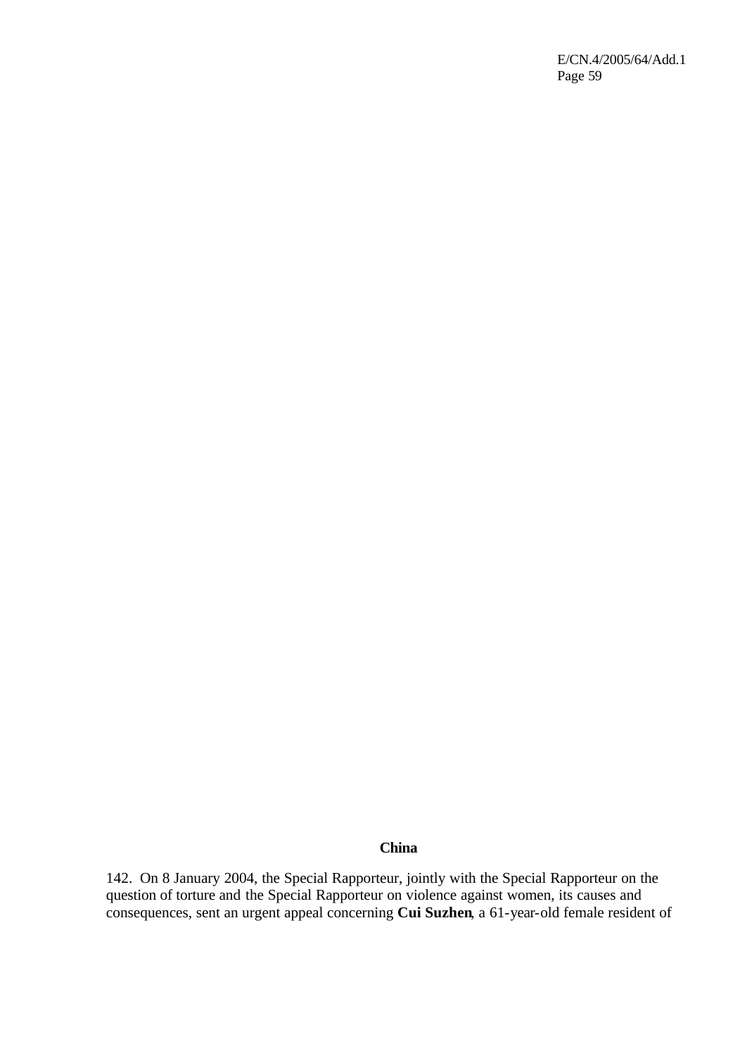**China**

142. On 8 January 2004, the Special Rapporteur, jointly with the Special Rapporteur on the question of torture and the Special Rapporteur on violence against women, its causes and consequences, sent an urgent appeal concerning **Cui Suzhen**, a 61-year-old female resident of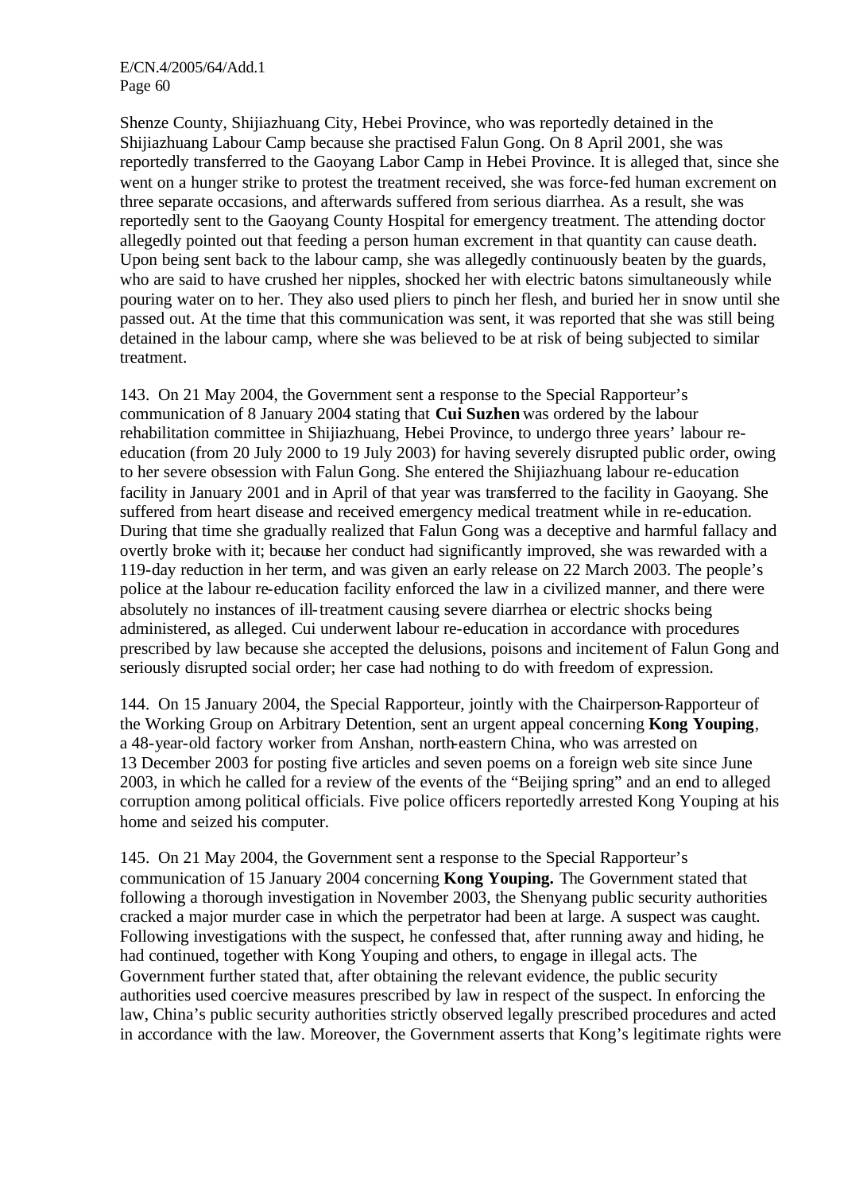Shenze County, Shijiazhuang City, Hebei Province, who was reportedly detained in the Shijiazhuang Labour Camp because she practised Falun Gong. On 8 April 2001, she was reportedly transferred to the Gaoyang Labor Camp in Hebei Province. It is alleged that, since she went on a hunger strike to protest the treatment received, she was force-fed human excrement on three separate occasions, and afterwards suffered from serious diarrhea. As a result, she was reportedly sent to the Gaoyang County Hospital for emergency treatment. The attending doctor allegedly pointed out that feeding a person human excrement in that quantity can cause death. Upon being sent back to the labour camp, she was allegedly continuously beaten by the guards, who are said to have crushed her nipples, shocked her with electric batons simultaneously while pouring water on to her. They also used pliers to pinch her flesh, and buried her in snow until she passed out. At the time that this communication was sent, it was reported that she was still being detained in the labour camp, where she was believed to be at risk of being subjected to similar treatment.

143. On 21 May 2004, the Government sent a response to the Special Rapporteur's communication of 8 January 2004 stating that **Cui Suzhen** was ordered by the labour rehabilitation committee in Shijiazhuang, Hebei Province, to undergo three years' labour re-education (from 20 July 2000 to 19 July 2003) for having severely disrupted public order, owing to her severe obsession with Falun Gong. She entered the Shijiazhuang labour re-education facility in January 2001 and in April of that year was transferred to the facility in Gaoyang. She suffered from heart disease and received emergency medical treatment while in re-education. During that time she gradually realized that Falun Gong was a deceptive and harmful fallacy and overtly broke with it; because her conduct had significantly improved, she was rewarded with a 119-day reduction in her term, and was given an early release on 22 March 2003. The people's police at the labour re-education facility enforced the law in a civilized manner, and there were absolutely no instances of ill-treatment causing severe diarrhea or electric shocks being administered, as alleged. Cui underwent labour re-education in accordance with procedures prescribed by law because she accepted the delusions, poisons and incitement of Falun Gong and seriously disrupted social order; her case had nothing to do with freedom of expression.

144. On 15 January 2004, the Special Rapporteur, jointly with the Chairperson-Rapporteur of the Working Group on Arbitrary Detention, sent an urgent appeal concerning **Kong Youping**, a 48-year-old factory worker from Anshan, north-eastern China, who was arrested on 13 December 2003 for posting five articles and seven poems on a foreign web site since June 2003, in which he called for a review of the events of the "Beijing spring" and an end to alleged corruption among political officials. Five police officers reportedly arrested Kong Youping at his home and seized his computer.

145. On 21 May 2004, the Government sent a response to the Special Rapporteur's communication of 15 January 2004 concerning **Kong Youping.** The Government stated that following a thorough investigation in November 2003, the Shenyang public security authorities cracked a major murder case in which the perpetrator had been at large. A suspect was caught. Following investigations with the suspect, he confessed that, after running away and hiding, he had continued, together with Kong Youping and others, to engage in illegal acts. The Government further stated that, after obtaining the relevant evidence, the public security authorities used coercive measures prescribed by law in respect of the suspect. In enforcing the law, China's public security authorities strictly observed legally prescribed procedures and acted in accordance with the law. Moreover, the Government asserts that Kong's legitimate rights were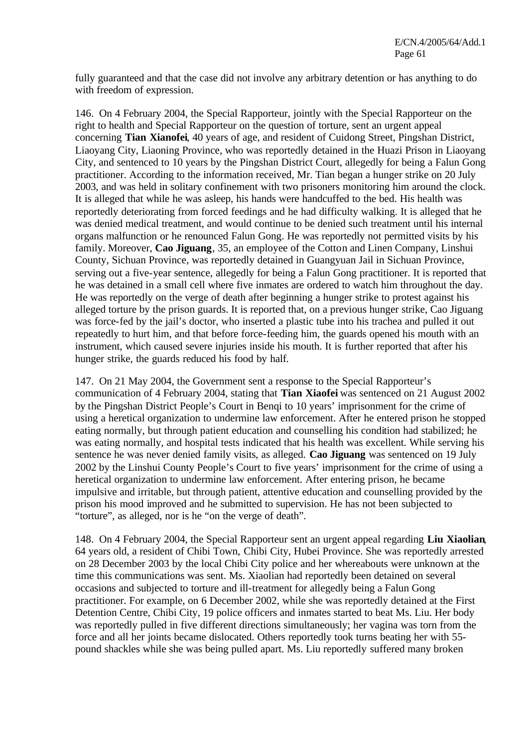fully guaranteed and that the case did not involve any arbitrary detention or has anything to do with freedom of expression.

146. On 4 February 2004, the Special Rapporteur, jointly with the Special Rapporteur on the right to health and Special Rapporteur on the question of torture, sent an urgent appeal concerning **Tian Xianofei**, 40 years of age, and resident of Cuidong Street, Pingshan District, Liaoyang City, Liaoning Province, who was reportedly detained in the Huazi Prison in Liaoyang City, and sentenced to 10 years by the Pingshan District Court, allegedly for being a Falun Gong practitioner. According to the information received, Mr. Tian began a hunger strike on 20 July 2003, and was held in solitary confinement with two prisoners monitoring him around the clock. It is alleged that while he was asleep, his hands were handcuffed to the bed. His health was reportedly deteriorating from forced feedings and he had difficulty walking. It is alleged that he was denied medical treatment, and would continue to be denied such treatment until his internal organs malfunction or he renounced Falun Gong. He was reportedly not permitted visits by his family. Moreover, **Cao Jiguang**, 35, an employee of the Cotton and Linen Company, Linshui County, Sichuan Province, was reportedly detained in Guangyuan Jail in Sichuan Province, serving out a five-year sentence, allegedly for being a Falun Gong practitioner. It is reported that he was detained in a small cell where five inmates are ordered to watch him throughout the day. He was reportedly on the verge of death after beginning a hunger strike to protest against his alleged torture by the prison guards. It is reported that, on a previous hunger strike, Cao Jiguang was force-fed by the jail's doctor, who inserted a plastic tube into his trachea and pulled it out repeatedly to hurt him, and that before force-feeding him, the guards opened his mouth with an instrument, which caused severe injuries inside his mouth. It is further reported that after his hunger strike, the guards reduced his food by half.

147. On 21 May 2004, the Government sent a response to the Special Rapporteur's communication of 4 February 2004, stating that **Tian Xiaofei** was sentenced on 21 August 2002 by the Pingshan District People's Court in Benqi to 10 years' imprisonment for the crime of using a heretical organization to undermine law enforcement. After he entered prison he stopped eating normally, but through patient education and counselling his condition had stabilized; he was eating normally, and hospital tests indicated that his health was excellent. While serving his sentence he was never denied family visits, as alleged. **Cao Jiguang** was sentenced on 19 July 2002 by the Linshui County People's Court to five years' imprisonment for the crime of using a heretical organization to undermine law enforcement. After entering prison, he became impulsive and irritable, but through patient, attentive education and counselling provided by the prison his mood improved and he submitted to supervision. He has not been subjected to "torture", as alleged, nor is he "on the verge of death".

148. On 4 February 2004, the Special Rapporteur sent an urgent appeal regarding **Liu Xiaolian**, 64 years old, a resident of Chibi Town, Chibi City, Hubei Province. She was reportedly arrested on 28 December 2003 by the local Chibi City police and her whereabouts were unknown at the time this communications was sent. Ms. Xiaolian had reportedly been detained on several occasions and subjected to torture and ill-treatment for allegedly being a Falun Gong practitioner. For example, on 6 December 2002, while she was reportedly detained at the First Detention Centre, Chibi City, 19 police officers and inmates started to beat Ms. Liu. Her body was reportedly pulled in five different directions simultaneously; her vagina was torn from the force and all her joints became dislocated. Others reportedly took turns beating her with 55-pound shackles while she was being pulled apart. Ms. Liu reportedly suffered many broken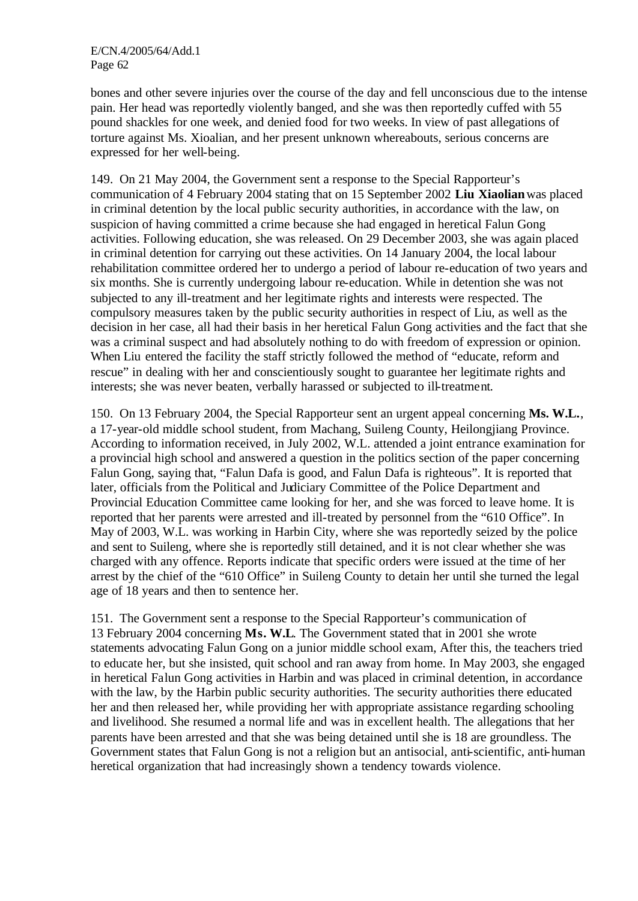bones and other severe injuries over the course of the day and fell unconscious due to the intense pain. Her head was reportedly violently banged, and she was then reportedly cuffed with 55 pound shackles for one week, and denied food for two weeks. In view of past allegations of torture against Ms. Xioalian, and her present unknown whereabouts, serious concerns are expressed for her well-being.

149. On 21 May 2004, the Government sent a response to the Special Rapporteur's communication of 4 February 2004 stating that on 15 September 2002 **Liu Xiaolian** was placed in criminal detention by the local public security authorities, in accordance with the law, on suspicion of having committed a crime because she had engaged in heretical Falun Gong activities. Following education, she was released. On 29 December 2003, she was again placed in criminal detention for carrying out these activities. On 14 January 2004, the local labour rehabilitation committee ordered her to undergo a period of labour re-education of two years and six months. She is currently undergoing labour re-education. While in detention she was not subjected to any ill-treatment and her legitimate rights and interests were respected. The compulsory measures taken by the public security authorities in respect of Liu, as well as the decision in her case, all had their basis in her heretical Falun Gong activities and the fact that she was a criminal suspect and had absolutely nothing to do with freedom of expression or opinion. When Liu entered the facility the staff strictly followed the method of "educate, reform and rescue" in dealing with her and conscientiously sought to guarantee her legitimate rights and interests; she was never beaten, verbally harassed or subjected to ill-treatment.

150. On 13 February 2004, the Special Rapporteur sent an urgent appeal concerning **Ms. W.L.**, a 17-year-old middle school student, from Machang, Suileng County, Heilongjiang Province. According to information received, in July 2002, W.L. attended a joint entrance examination for a provincial high school and answered a question in the politics section of the paper concerning Falun Gong, saying that, "Falun Dafa is good, and Falun Dafa is righteous". It is reported that later, officials from the Political and Judiciary Committee of the Police Department and Provincial Education Committee came looking for her, and she was forced to leave home. It is reported that her parents were arrested and ill-treated by personnel from the "610 Office". In May of 2003, W.L. was working in Harbin City, where she was reportedly seized by the police and sent to Suileng, where she is reportedly still detained, and it is not clear whether she was charged with any offence. Reports indicate that specific orders were issued at the time of her arrest by the chief of the "610 Office" in Suileng County to detain her until she turned the legal age of 18 years and then to sentence her.

151. The Government sent a response to the Special Rapporteur's communication of 13 February 2004 concerning **Ms. W.L**. The Government stated that in 2001 she wrote statements advocating Falun Gong on a junior middle school exam, After this, the teachers tried to educate her, but she insisted, quit school and ran away from home. In May 2003, she engaged in heretical Falun Gong activities in Harbin and was placed in criminal detention, in accordance with the law, by the Harbin public security authorities. The security authorities there educated her and then released her, while providing her with appropriate assistance regarding schooling and livelihood. She resumed a normal life and was in excellent health. The allegations that her parents have been arrested and that she was being detained until she is 18 are groundless. The Government states that Falun Gong is not a religion but an antisocial, anti-scientific, anti-human heretical organization that had increasingly shown a tendency towards violence.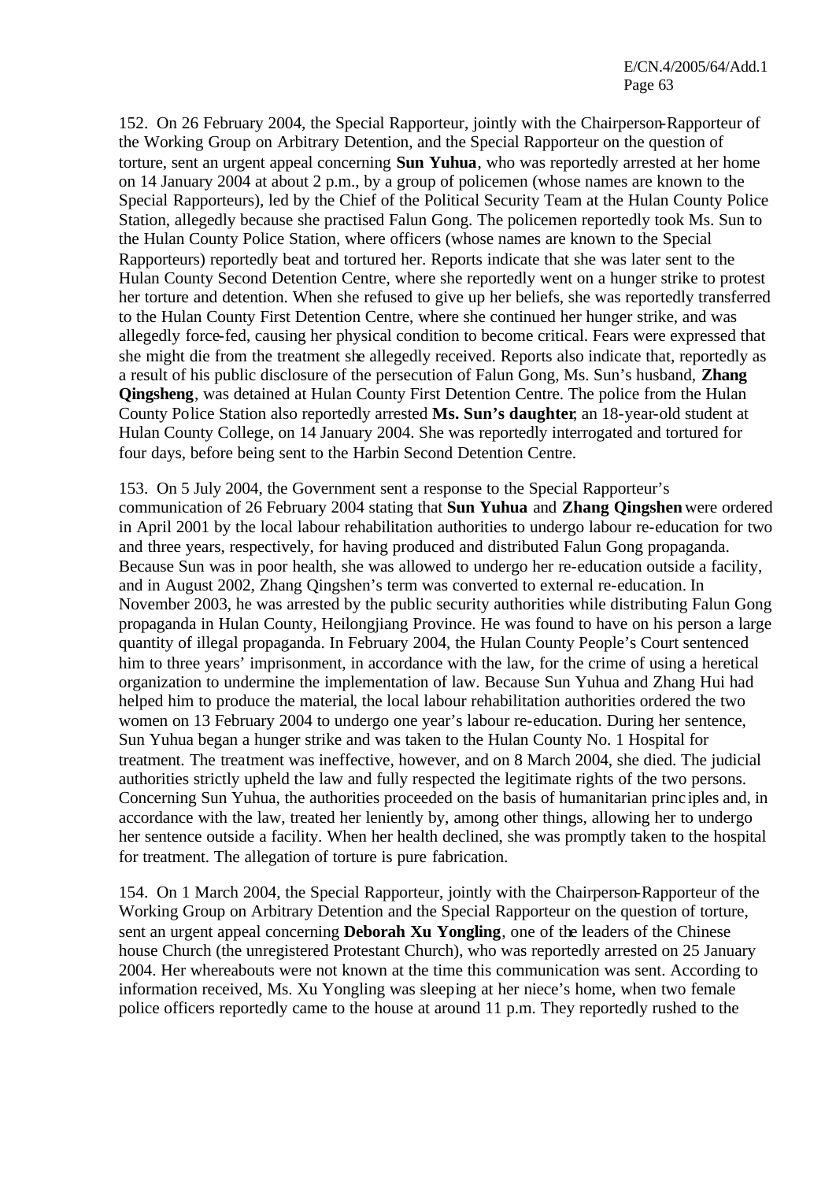152. On 26 February 2004, the Special Rapporteur, jointly with the Chairperson-Rapporteur of the Working Group on Arbitrary Detention, and the Special Rapporteur on the question of torture, sent an urgent appeal concerning **Sun Yuhua**, who was reportedly arrested at her home on 14 January 2004 at about 2 p.m., by a group of policemen (whose names are known to the Special Rapporteurs), led by the Chief of the Political Security Team at the Hulan County Police Station, allegedly because she practised Falun Gong. The policemen reportedly took Ms. Sun to the Hulan County Police Station, where officers (whose names are known to the Special Rapporteurs) reportedly beat and tortured her. Reports indicate that she was later sent to the Hulan County Second Detention Centre, where she reportedly went on a hunger strike to protest her torture and detention. When she refused to give up her beliefs, she was reportedly transferred to the Hulan County First Detention Centre, where she continued her hunger strike, and was allegedly force-fed, causing her physical condition to become critical. Fears were expressed that she might die from the treatment she allegedly received. Reports also indicate that, reportedly as a result of his public disclosure of the persecution of Falun Gong, Ms. Sun's husband, **Zhang Qingsheng**, was detained at Hulan County First Detention Centre. The police from the Hulan County Police Station also reportedly arrested **Ms. Sun's daughter**, an 18-year-old student at Hulan County College, on 14 January 2004. She was reportedly interrogated and tortured for four days, before being sent to the Harbin Second Detention Centre.

153. On 5 July 2004, the Government sent a response to the Special Rapporteur's communication of 26 February 2004 stating that **Sun Yuhua** and **Zhang Qingshen** were ordered in April 2001 by the local labour rehabilitation authorities to undergo labour re-education for two and three years, respectively, for having produced and distributed Falun Gong propaganda. Because Sun was in poor health, she was allowed to undergo her re-education outside a facility, and in August 2002, Zhang Qingshen's term was converted to external re-education. In November 2003, he was arrested by the public security authorities while distributing Falun Gong propaganda in Hulan County, Heilongjiang Province. He was found to have on his person a large quantity of illegal propaganda. In February 2004, the Hulan County People's Court sentenced him to three years' imprisonment, in accordance with the law, for the crime of using a heretical organization to undermine the implementation of law. Because Sun Yuhua and Zhang Hui had helped him to produce the material, the local labour rehabilitation authorities ordered the two women on 13 February 2004 to undergo one year's labour re-education. During her sentence, Sun Yuhua began a hunger strike and was taken to the Hulan County No. 1 Hospital for treatment. The treatment was ineffective, however, and on 8 March 2004, she died. The judicial authorities strictly upheld the law and fully respected the legitimate rights of the two persons. Concerning Sun Yuhua, the authorities proceeded on the basis of humanitarian principles and, in accordance with the law, treated her leniently by, among other things, allowing her to undergo her sentence outside a facility. When her health declined, she was promptly taken to the hospital for treatment. The allegation of torture is pure fabrication.

154. On 1 March 2004, the Special Rapporteur, jointly with the Chairperson-Rapporteur of the Working Group on Arbitrary Detention and the Special Rapporteur on the question of torture, sent an urgent appeal concerning **Deborah Xu Yongling**, one of the leaders of the Chinese house Church (the unregistered Protestant Church), who was reportedly arrested on 25 January 2004. Her whereabouts were not known at the time this communication was sent. According to information received, Ms. Xu Yongling was sleeping at her niece's home, when two female police officers reportedly came to the house at around 11 p.m. They reportedly rushed to the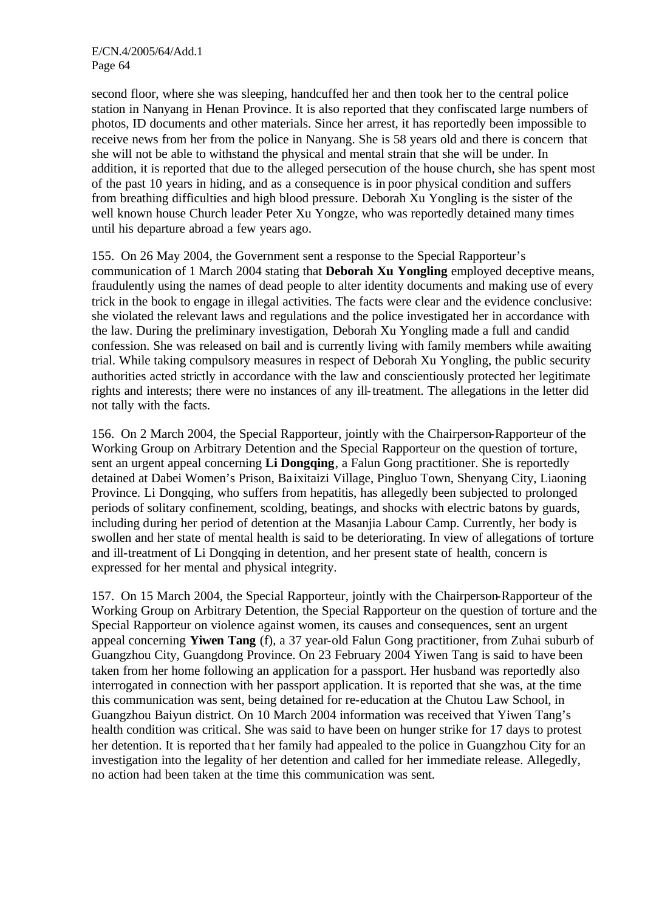second floor, where she was sleeping, handcuffed her and then took her to the central police station in Nanyang in Henan Province. It is also reported that they confiscated large numbers of photos, ID documents and other materials. Since her arrest, it has reportedly been impossible to receive news from her from the police in Nanyang. She is 58 years old and there is concern that she will not be able to withstand the physical and mental strain that she will be under. In addition, it is reported that due to the alleged persecution of the house church, she has spent most of the past 10 years in hiding, and as a consequence is in poor physical condition and suffers from breathing difficulties and high blood pressure. Deborah Xu Yongling is the sister of the well known house Church leader Peter Xu Yongze, who was reportedly detained many times until his departure abroad a few years ago.

155. On 26 May 2004, the Government sent a response to the Special Rapporteur's communication of 1 March 2004 stating that **Deborah Xu Yongling** employed deceptive means, fraudulently using the names of dead people to alter identity documents and making use of every trick in the book to engage in illegal activities. The facts were clear and the evidence conclusive: she violated the relevant laws and regulations and the police investigated her in accordance with the law. During the preliminary investigation, Deborah Xu Yongling made a full and candid confession. She was released on bail and is currently living with family members while awaiting trial. While taking compulsory measures in respect of Deborah Xu Yongling, the public security authorities acted strictly in accordance with the law and conscientiously protected her legitimate rights and interests; there were no instances of any ill-treatment. The allegations in the letter did not tally with the facts.

156. On 2 March 2004, the Special Rapporteur, jointly with the Chairperson-Rapporteur of the Working Group on Arbitrary Detention and the Special Rapporteur on the question of torture, sent an urgent appeal concerning **Li Dongqing**, a Falun Gong practitioner. She is reportedly detained at Dabei Women's Prison, Baixitaizi Village, Pingluo Town, Shenyang City, Liaoning Province. Li Dongqing, who suffers from hepatitis, has allegedly been subjected to prolonged periods of solitary confinement, scolding, beatings, and shocks with electric batons by guards, including during her period of detention at the Masanjia Labour Camp. Currently, her body is swollen and her state of mental health is said to be deteriorating. In view of allegations of torture and ill-treatment of Li Dongqing in detention, and her present state of health, concern is expressed for her mental and physical integrity.

157. On 15 March 2004, the Special Rapporteur, jointly with the Chairperson-Rapporteur of the Working Group on Arbitrary Detention, the Special Rapporteur on the question of torture and the Special Rapporteur on violence against women, its causes and consequences, sent an urgent appeal concerning **Yiwen Tang** (f), a 37 year-old Falun Gong practitioner, from Zuhai suburb of Guangzhou City, Guangdong Province. On 23 February 2004 Yiwen Tang is said to have been taken from her home following an application for a passport. Her husband was reportedly also interrogated in connection with her passport application. It is reported that she was, at the time this communication was sent, being detained for re-education at the Chutou Law School, in Guangzhou Baiyun district. On 10 March 2004 information was received that Yiwen Tang's health condition was critical. She was said to have been on hunger strike for 17 days to protest her detention. It is reported that her family had appealed to the police in Guangzhou City for an investigation into the legality of her detention and called for her immediate release. Allegedly, no action had been taken at the time this communication was sent.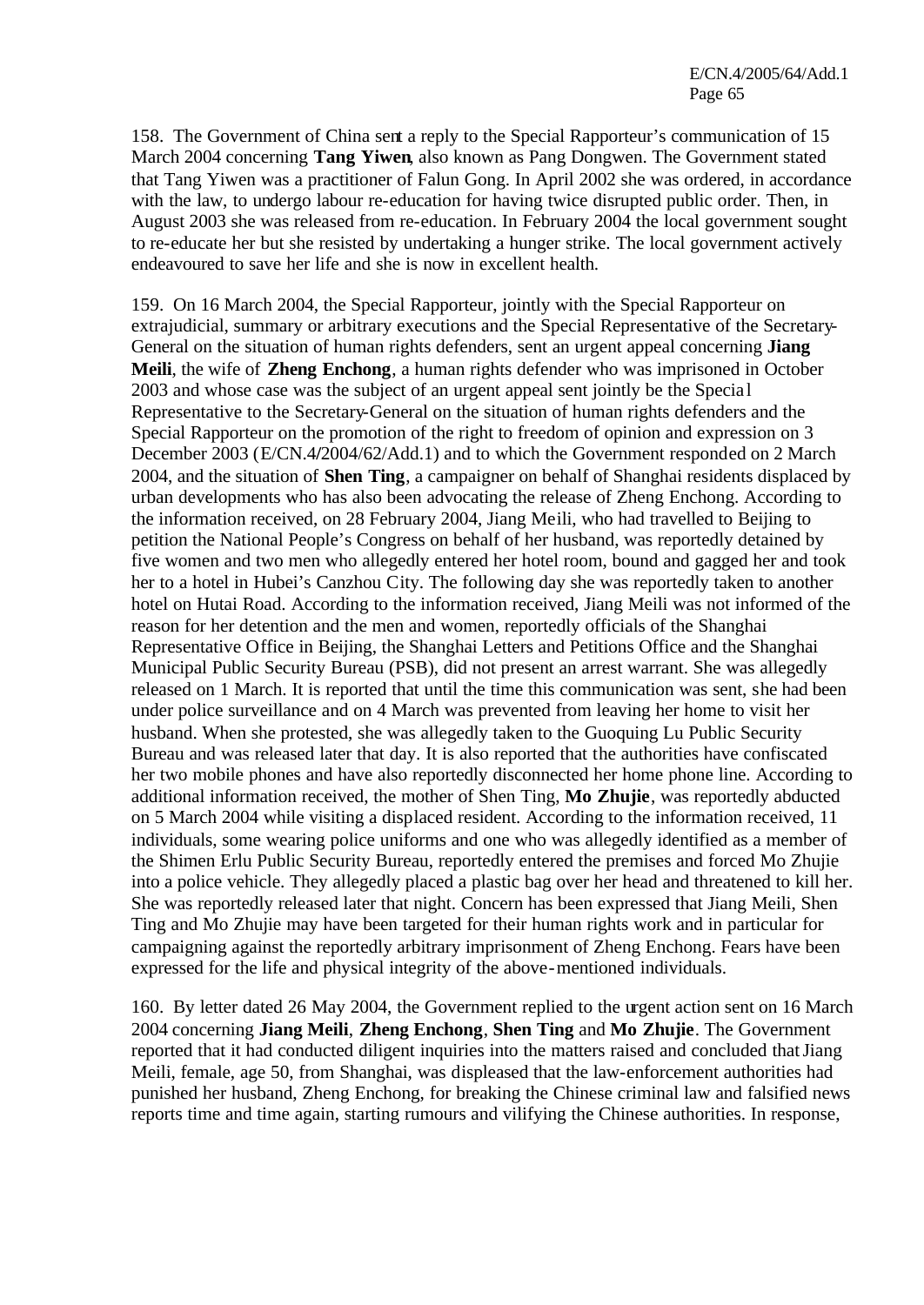158. The Government of China sent a reply to the Special Rapporteur's communication of 15 March 2004 concerning **Tang Yiwen**, also known as Pang Dongwen. The Government stated that Tang Yiwen was a practitioner of Falun Gong. In April 2002 she was ordered, in accordance with the law, to undergo labour re-education for having twice disrupted public order. Then, in August 2003 she was released from re-education. In February 2004 the local government sought to re-educate her but she resisted by undertaking a hunger strike. The local government actively endeavoured to save her life and she is now in excellent health.

159. On 16 March 2004, the Special Rapporteur, jointly with the Special Rapporteur on extrajudicial, summary or arbitrary executions and the Special Representative of the Secretary-General on the situation of human rights defenders, sent an urgent appeal concerning **Jiang Meili**, the wife of **Zheng Enchong**, a human rights defender who was imprisoned in October 2003 and whose case was the subject of an urgent appeal sent jointly be the Special Representative to the Secretary-General on the situation of human rights defenders and the Special Rapporteur on the promotion of the right to freedom of opinion and expression on 3 December 2003 (E/CN.4/2004/62/Add.1) and to which the Government responded on 2 March 2004, and the situation of **Shen Ting**, a campaigner on behalf of Shanghai residents displaced by urban developments who has also been advocating the release of Zheng Enchong. According to the information received, on 28 February 2004, Jiang Meili, who had travelled to Beijing to petition the National People's Congress on behalf of her husband, was reportedly detained by five women and two men who allegedly entered her hotel room, bound and gagged her and took her to a hotel in Hubei's Canzhou City. The following day she was reportedly taken to another hotel on Hutai Road. According to the information received, Jiang Meili was not informed of the reason for her detention and the men and women, reportedly officials of the Shanghai Representative Office in Beijing, the Shanghai Letters and Petitions Office and the Shanghai Municipal Public Security Bureau (PSB), did not present an arrest warrant. She was allegedly released on 1 March. It is reported that until the time this communication was sent, she had been under police surveillance and on 4 March was prevented from leaving her home to visit her husband. When she protested, she was allegedly taken to the Guoquing Lu Public Security Bureau and was released later that day. It is also reported that the authorities have confiscated her two mobile phones and have also reportedly disconnected her home phone line. According to additional information received, the mother of Shen Ting, **Mo Zhujie**, was reportedly abducted on 5 March 2004 while visiting a displaced resident. According to the information received, 11 individuals, some wearing police uniforms and one who was allegedly identified as a member of the Shimen Erlu Public Security Bureau, reportedly entered the premises and forced Mo Zhujie into a police vehicle. They allegedly placed a plastic bag over her head and threatened to kill her. She was reportedly released later that night. Concern has been expressed that Jiang Meili, Shen Ting and Mo Zhujie may have been targeted for their human rights work and in particular for campaigning against the reportedly arbitrary imprisonment of Zheng Enchong. Fears have been expressed for the life and physical integrity of the above-mentioned individuals.

160. By letter dated 26 May 2004, the Government replied to the urgent action sent on 16 March 2004 concerning **Jiang Meili**, **Zheng Enchong**, **Shen Ting** and **Mo Zhujie**. The Government reported that it had conducted diligent inquiries into the matters raised and concluded that Jiang Meili, female, age 50, from Shanghai, was displeased that the law-enforcement authorities had punished her husband, Zheng Enchong, for breaking the Chinese criminal law and falsified news reports time and time again, starting rumours and vilifying the Chinese authorities. In response,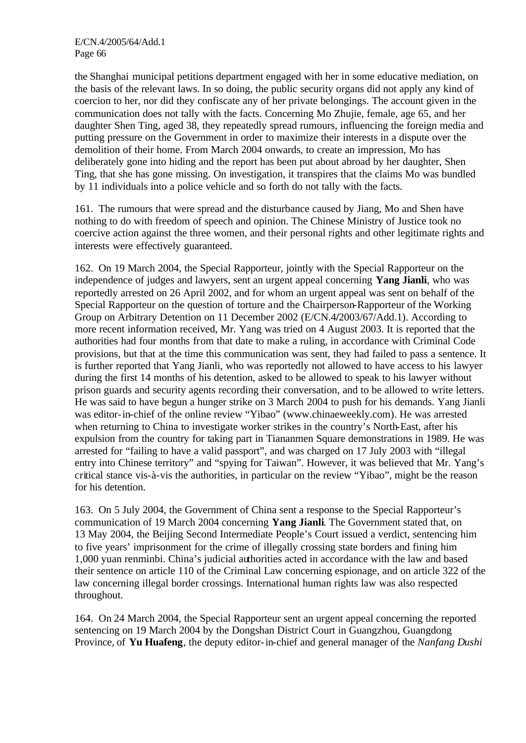the Shanghai municipal petitions department engaged with her in some educative mediation, on the basis of the relevant laws. In so doing, the public security organs did not apply any kind of coercion to her, nor did they confiscate any of her private belongings. The account given in the communication does not tally with the facts. Concerning Mo Zhujie, female, age 65, and her daughter Shen Ting, aged 38, they repeatedly spread rumours, influencing the foreign media and putting pressure on the Government in order to maximize their interests in a dispute over the demolition of their home. From March 2004 onwards, to create an impression, Mo has deliberately gone into hiding and the report has been put about abroad by her daughter, Shen Ting, that she has gone missing. On investigation, it transpires that the claims Mo was bundled by 11 individuals into a police vehicle and so forth do not tally with the facts.

161. The rumours that were spread and the disturbance caused by Jiang, Mo and Shen have nothing to do with freedom of speech and opinion. The Chinese Ministry of Justice took no coercive action against the three women, and their personal rights and other legitimate rights and interests were effectively guaranteed.

162. On 19 March 2004, the Special Rapporteur, jointly with the Special Rapporteur on the independence of judges and lawyers, sent an urgent appeal concerning **Yang Jianli**, who was reportedly arrested on 26 April 2002, and for whom an urgent appeal was sent on behalf of the Special Rapporteur on the question of torture and the Chairperson-Rapporteur of the Working Group on Arbitrary Detention on 11 December 2002 (E/CN.4/2003/67/Add.1). According to more recent information received, Mr. Yang was tried on 4 August 2003. It is reported that the authorities had four months from that date to make a ruling, in accordance with Criminal Code provisions, but that at the time this communication was sent, they had failed to pass a sentence. It is further reported that Yang Jianli, who was reportedly not allowed to have access to his lawyer during the first 14 months of his detention, asked to be allowed to speak to his lawyer without prison guards and security agents recording their conversation, and to be allowed to write letters. He was said to have begun a hunger strike on 3 March 2004 to push for his demands. Yang Jianli was editor-in-chief of the online review "Yibao" (www.chinaeweekly.com). He was arrested when returning to China to investigate worker strikes in the country's North-East, after his expulsion from the country for taking part in Tiananmen Square demonstrations in 1989. He was arrested for "failing to have a valid passport", and was charged on 17 July 2003 with "illegal entry into Chinese territory" and "spying for Taiwan". However, it was believed that Mr. Yang's critical stance vis-à-vis the authorities, in particular on the review "Yibao", might be the reason for his detention.

163. On 5 July 2004, the Government of China sent a response to the Special Rapporteur's communication of 19 March 2004 concerning **Yang Jianli**. The Government stated that, on 13 May 2004, the Beijing Second Intermediate People's Court issued a verdict, sentencing him to five years' imprisonment for the crime of illegally crossing state borders and fining him 1,000 yuan renminbi. China's judicial authorities acted in accordance with the law and based their sentence on article 110 of the Criminal Law concerning espionage, and on article 322 of the law concerning illegal border crossings. International human rights law was also respected throughout.

164. On 24 March 2004, the Special Rapporteur sent an urgent appeal concerning the reported sentencing on 19 March 2004 by the Dongshan District Court in Guangzhou, Guangdong Province, of **Yu Huafeng**, the deputy editor-in-chief and general manager of the *Nanfang Dushi*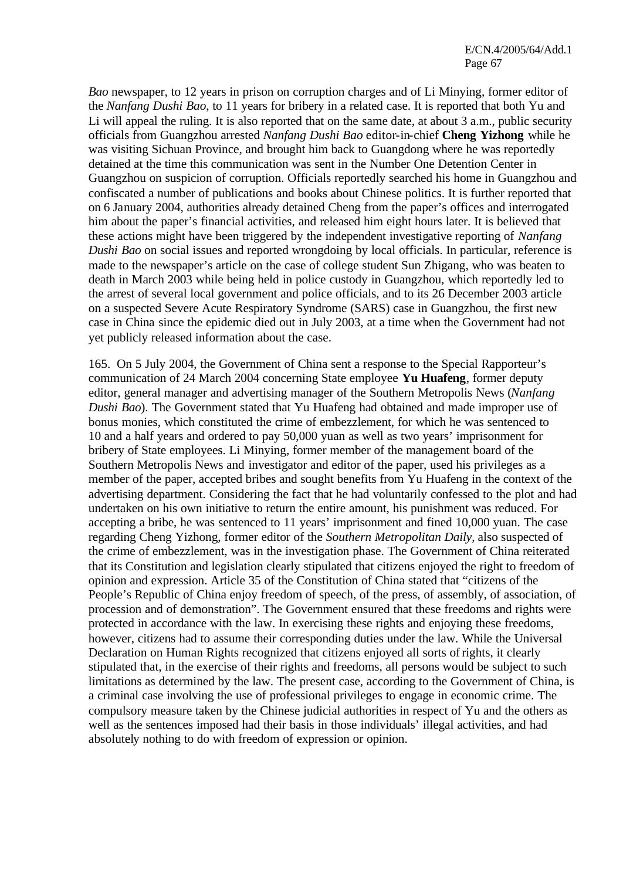*Bao* newspaper, to 12 years in prison on corruption charges and of Li Minying, former editor of the *Nanfang Dushi Bao*, to 11 years for bribery in a related case. It is reported that both Yu and Li will appeal the ruling. It is also reported that on the same date, at about 3 a.m., public security officials from Guangzhou arrested *Nanfang Dushi Bao* editor-in-chief **Cheng Yizhong** while he was visiting Sichuan Province, and brought him back to Guangdong where he was reportedly detained at the time this communication was sent in the Number One Detention Center in Guangzhou on suspicion of corruption. Officials reportedly searched his home in Guangzhou and confiscated a number of publications and books about Chinese politics. It is further reported that on 6 January 2004, authorities already detained Cheng from the paper's offices and interrogated him about the paper's financial activities, and released him eight hours later. It is believed that these actions might have been triggered by the independent investigative reporting of *Nanfang Dushi Bao* on social issues and reported wrongdoing by local officials. In particular, reference is made to the newspaper's article on the case of college student Sun Zhigang, who was beaten to death in March 2003 while being held in police custody in Guangzhou, which reportedly led to the arrest of several local government and police officials, and to its 26 December 2003 article on a suspected Severe Acute Respiratory Syndrome (SARS) case in Guangzhou, the first new case in China since the epidemic died out in July 2003, at a time when the Government had not yet publicly released information about the case.

165. On 5 July 2004, the Government of China sent a response to the Special Rapporteur's communication of 24 March 2004 concerning State employee **Yu Huafeng**, former deputy editor, general manager and advertising manager of the Southern Metropolis News (*Nanfang Dushi Bao*). The Government stated that Yu Huafeng had obtained and made improper use of bonus monies, which constituted the crime of embezzlement, for which he was sentenced to 10 and a half years and ordered to pay 50,000 yuan as well as two years' imprisonment for bribery of State employees. Li Minying, former member of the management board of the Southern Metropolis News and investigator and editor of the paper, used his privileges as a member of the paper, accepted bribes and sought benefits from Yu Huafeng in the context of the advertising department. Considering the fact that he had voluntarily confessed to the plot and had undertaken on his own initiative to return the entire amount, his punishment was reduced. For accepting a bribe, he was sentenced to 11 years' imprisonment and fined 10,000 yuan. The case regarding Cheng Yizhong, former editor of the *Southern Metropolitan Daily*, also suspected of the crime of embezzlement, was in the investigation phase. The Government of China reiterated that its Constitution and legislation clearly stipulated that citizens enjoyed the right to freedom of opinion and expression. Article 35 of the Constitution of China stated that "citizens of the People's Republic of China enjoy freedom of speech, of the press, of assembly, of association, of procession and of demonstration". The Government ensured that these freedoms and rights were protected in accordance with the law. In exercising these rights and enjoying these freedoms, however, citizens had to assume their corresponding duties under the law. While the Universal Declaration on Human Rights recognized that citizens enjoyed all sorts of rights, it clearly stipulated that, in the exercise of their rights and freedoms, all persons would be subject to such limitations as determined by the law. The present case, according to the Government of China, is a criminal case involving the use of professional privileges to engage in economic crime. The compulsory measure taken by the Chinese judicial authorities in respect of Yu and the others as well as the sentences imposed had their basis in those individuals' illegal activities, and had absolutely nothing to do with freedom of expression or opinion.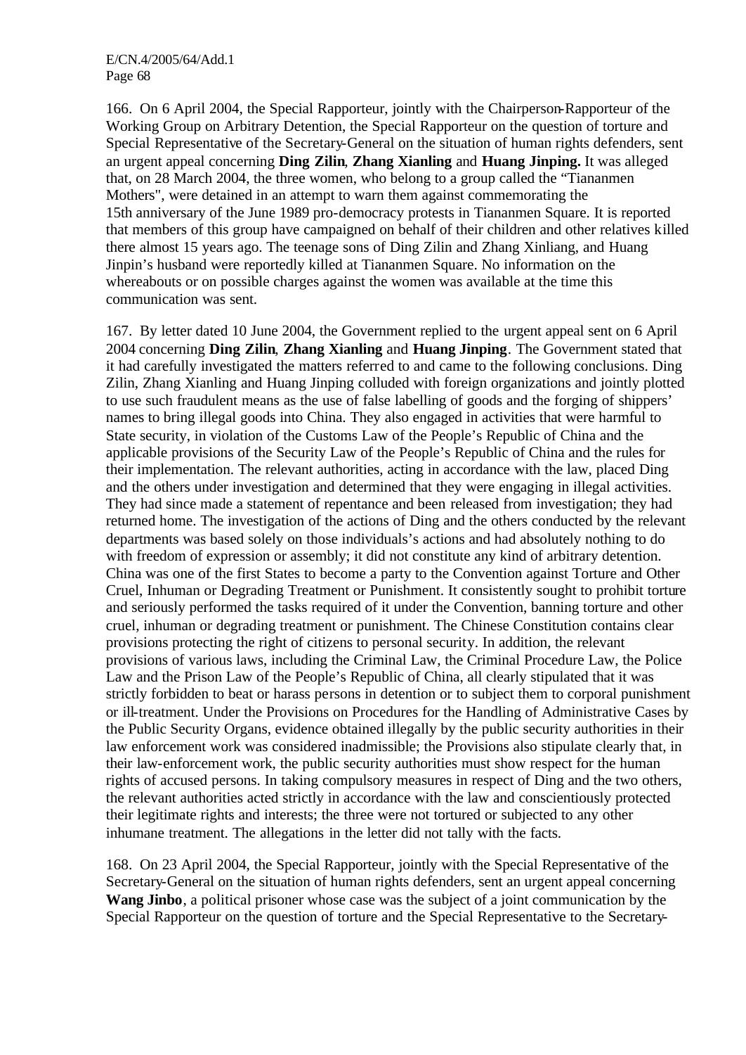166. On 6 April 2004, the Special Rapporteur, jointly with the Chairperson-Rapporteur of the Working Group on Arbitrary Detention, the Special Rapporteur on the question of torture and Special Representative of the Secretary-General on the situation of human rights defenders, sent an urgent appeal concerning **Ding Zilin**, **Zhang Xianling** and **Huang Jinping.** It was alleged that, on 28 March 2004, the three women, who belong to a group called the "Tiananmen Mothers", were detained in an attempt to warn them against commemorating the 15th anniversary of the June 1989 pro-democracy protests in Tiananmen Square. It is reported that members of this group have campaigned on behalf of their children and other relatives killed there almost 15 years ago. The teenage sons of Ding Zilin and Zhang Xinliang, and Huang Jinpin's husband were reportedly killed at Tiananmen Square. No information on the whereabouts or on possible charges against the women was available at the time this communication was sent.

167. By letter dated 10 June 2004, the Government replied to the urgent appeal sent on 6 April 2004 concerning **Ding Zilin**, **Zhang Xianling** and **Huang Jinping**. The Government stated that it had carefully investigated the matters referred to and came to the following conclusions. Ding Zilin, Zhang Xianling and Huang Jinping colluded with foreign organizations and jointly plotted to use such fraudulent means as the use of false labelling of goods and the forging of shippers' names to bring illegal goods into China. They also engaged in activities that were harmful to State security, in violation of the Customs Law of the People's Republic of China and the applicable provisions of the Security Law of the People's Republic of China and the rules for their implementation. The relevant authorities, acting in accordance with the law, placed Ding and the others under investigation and determined that they were engaging in illegal activities. They had since made a statement of repentance and been released from investigation; they had returned home. The investigation of the actions of Ding and the others conducted by the relevant departments was based solely on those individuals's actions and had absolutely nothing to do with freedom of expression or assembly; it did not constitute any kind of arbitrary detention. China was one of the first States to become a party to the Convention against Torture and Other Cruel, Inhuman or Degrading Treatment or Punishment. It consistently sought to prohibit torture and seriously performed the tasks required of it under the Convention, banning torture and other cruel, inhuman or degrading treatment or punishment. The Chinese Constitution contains clear provisions protecting the right of citizens to personal security. In addition, the relevant provisions of various laws, including the Criminal Law, the Criminal Procedure Law, the Police Law and the Prison Law of the People's Republic of China, all clearly stipulated that it was strictly forbidden to beat or harass persons in detention or to subject them to corporal punishment or ill-treatment. Under the Provisions on Procedures for the Handling of Administrative Cases by the Public Security Organs, evidence obtained illegally by the public security authorities in their law enforcement work was considered inadmissible; the Provisions also stipulate clearly that, in their law-enforcement work, the public security authorities must show respect for the human rights of accused persons. In taking compulsory measures in respect of Ding and the two others, the relevant authorities acted strictly in accordance with the law and conscientiously protected their legitimate rights and interests; the three were not tortured or subjected to any other inhumane treatment. The allegations in the letter did not tally with the facts.

168. On 23 April 2004, the Special Rapporteur, jointly with the Special Representative of the Secretary-General on the situation of human rights defenders, sent an urgent appeal concerning **Wang Jinbo**, a political prisoner whose case was the subject of a joint communication by the Special Rapporteur on the question of torture and the Special Representative to the Secretary-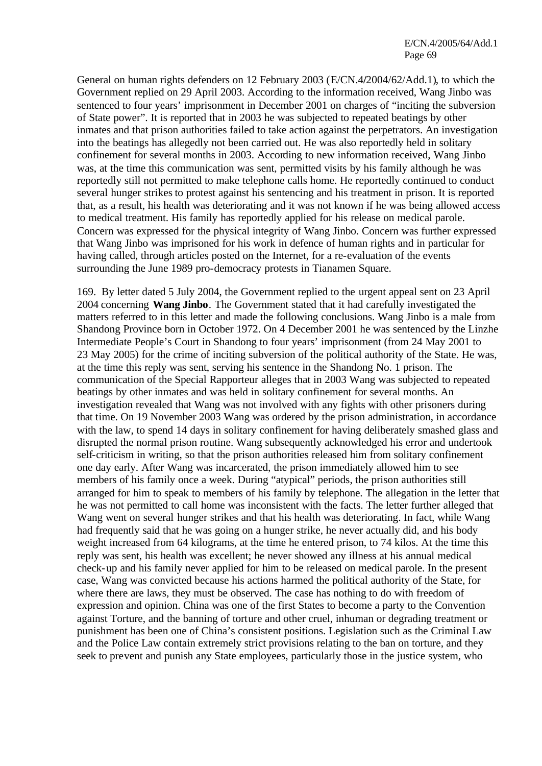General on human rights defenders on 12 February 2003 (E/CN.4/2004/62/Add.1), to which the Government replied on 29 April 2003. According to the information received, Wang Jinbo was sentenced to four years' imprisonment in December 2001 on charges of "inciting the subversion of State power". It is reported that in 2003 he was subjected to repeated beatings by other inmates and that prison authorities failed to take action against the perpetrators. An investigation into the beatings has allegedly not been carried out. He was also reportedly held in solitary confinement for several months in 2003. According to new information received, Wang Jinbo was, at the time this communication was sent, permitted visits by his family although he was reportedly still not permitted to make telephone calls home. He reportedly continued to conduct several hunger strikes to protest against his sentencing and his treatment in prison. It is reported that, as a result, his health was deteriorating and it was not known if he was being allowed access to medical treatment. His family has reportedly applied for his release on medical parole. Concern was expressed for the physical integrity of Wang Jinbo. Concern was further expressed that Wang Jinbo was imprisoned for his work in defence of human rights and in particular for having called, through articles posted on the Internet, for a re-evaluation of the events surrounding the June 1989 pro-democracy protests in Tianamen Square.

169. By letter dated 5 July 2004, the Government replied to the urgent appeal sent on 23 April 2004 concerning **Wang Jinbo**. The Government stated that it had carefully investigated the matters referred to in this letter and made the following conclusions. Wang Jinbo is a male from Shandong Province born in October 1972. On 4 December 2001 he was sentenced by the Linzhe Intermediate People's Court in Shandong to four years' imprisonment (from 24 May 2001 to 23 May 2005) for the crime of inciting subversion of the political authority of the State. He was, at the time this reply was sent, serving his sentence in the Shandong No. 1 prison. The communication of the Special Rapporteur alleges that in 2003 Wang was subjected to repeated beatings by other inmates and was held in solitary confinement for several months. An investigation revealed that Wang was not involved with any fights with other prisoners during that time. On 19 November 2003 Wang was ordered by the prison administration, in accordance with the law, to spend 14 days in solitary confinement for having deliberately smashed glass and disrupted the normal prison routine. Wang subsequently acknowledged his error and undertook self-criticism in writing, so that the prison authorities released him from solitary confinement one day early. After Wang was incarcerated, the prison immediately allowed him to see members of his family once a week. During "atypical" periods, the prison authorities still arranged for him to speak to members of his family by telephone. The allegation in the letter that he was not permitted to call home was inconsistent with the facts. The letter further alleged that Wang went on several hunger strikes and that his health was deteriorating. In fact, while Wang had frequently said that he was going on a hunger strike, he never actually did, and his body weight increased from 64 kilograms, at the time he entered prison, to 74 kilos. At the time this reply was sent, his health was excellent; he never showed any illness at his annual medical check-up and his family never applied for him to be released on medical parole. In the present case, Wang was convicted because his actions harmed the political authority of the State, for where there are laws, they must be observed. The case has nothing to do with freedom of expression and opinion. China was one of the first States to become a party to the Convention against Torture, and the banning of torture and other cruel, inhuman or degrading treatment or punishment has been one of China's consistent positions. Legislation such as the Criminal Law and the Police Law contain extremely strict provisions relating to the ban on torture, and they seek to prevent and punish any State employees, particularly those in the justice system, who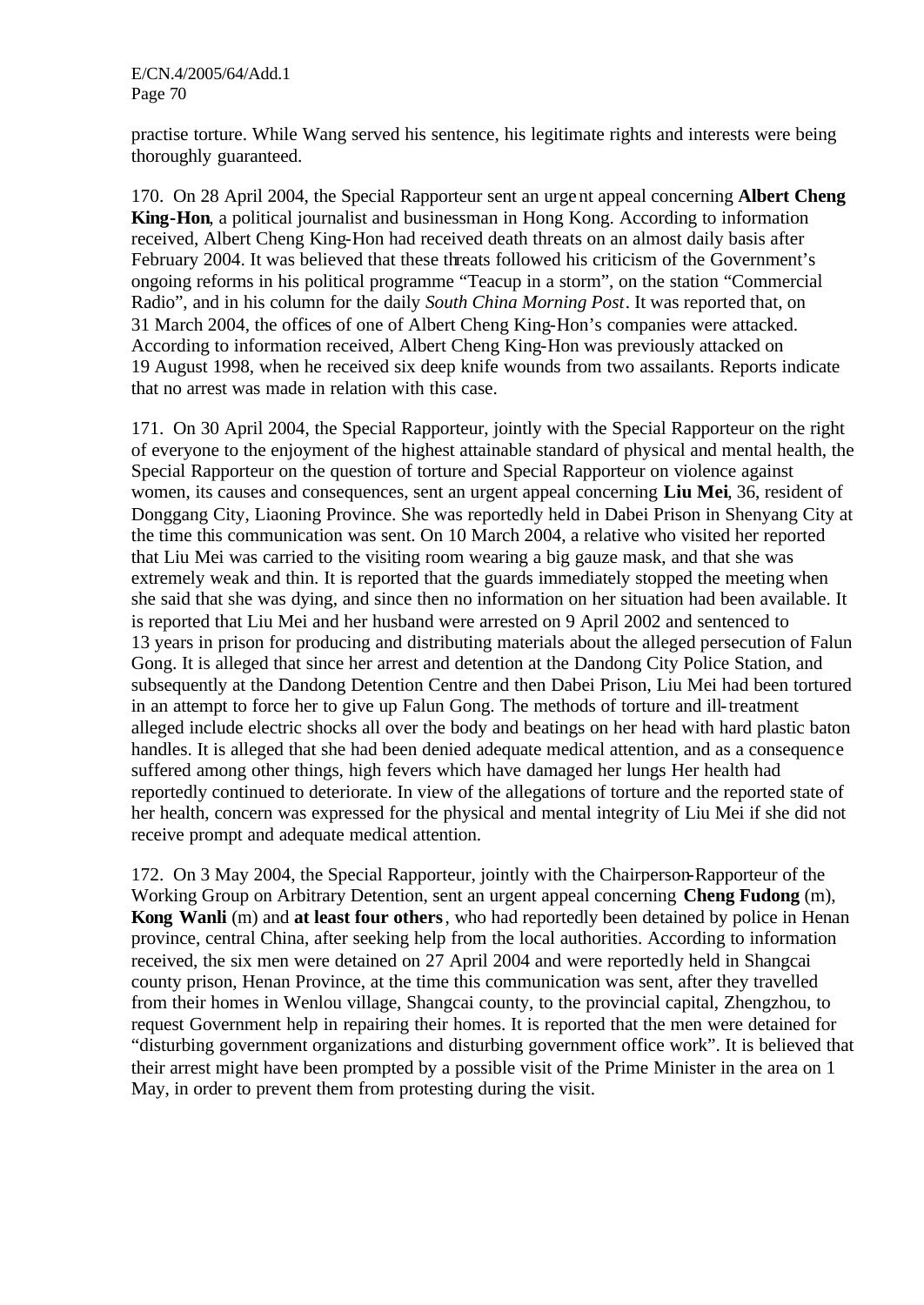practise torture. While Wang served his sentence, his legitimate rights and interests were being thoroughly guaranteed.

170. On 28 April 2004, the Special Rapporteur sent an urgent appeal concerning **Albert Cheng King-Hon**, a political journalist and businessman in Hong Kong. According to information received, Albert Cheng King-Hon had received death threats on an almost daily basis after February 2004. It was believed that these threats followed his criticism of the Government's ongoing reforms in his political programme "Teacup in a storm", on the station "Commercial Radio", and in his column for the daily *South China Morning Post*. It was reported that, on 31 March 2004, the offices of one of Albert Cheng King-Hon's companies were attacked. According to information received, Albert Cheng King-Hon was previously attacked on 19 August 1998, when he received six deep knife wounds from two assailants. Reports indicate that no arrest was made in relation with this case.

171. On 30 April 2004, the Special Rapporteur, jointly with the Special Rapporteur on the right of everyone to the enjoyment of the highest attainable standard of physical and mental health, the Special Rapporteur on the question of torture and Special Rapporteur on violence against women, its causes and consequences, sent an urgent appeal concerning **Liu Mei**, 36, resident of Donggang City, Liaoning Province. She was reportedly held in Dabei Prison in Shenyang City at the time this communication was sent. On 10 March 2004, a relative who visited her reported that Liu Mei was carried to the visiting room wearing a big gauze mask, and that she was extremely weak and thin. It is reported that the guards immediately stopped the meeting when she said that she was dying, and since then no information on her situation had been available. It is reported that Liu Mei and her husband were arrested on 9 April 2002 and sentenced to 13 years in prison for producing and distributing materials about the alleged persecution of Falun Gong. It is alleged that since her arrest and detention at the Dandong City Police Station, and subsequently at the Dandong Detention Centre and then Dabei Prison, Liu Mei had been tortured in an attempt to force her to give up Falun Gong. The methods of torture and ill-treatment alleged include electric shocks all over the body and beatings on her head with hard plastic baton handles. It is alleged that she had been denied adequate medical attention, and as a consequence suffered among other things, high fevers which have damaged her lungs Her health had reportedly continued to deteriorate. In view of the allegations of torture and the reported state of her health, concern was expressed for the physical and mental integrity of Liu Mei if she did not receive prompt and adequate medical attention.

172. On 3 May 2004, the Special Rapporteur, jointly with the Chairperson-Rapporteur of the Working Group on Arbitrary Detention, sent an urgent appeal concerning **Cheng Fudong** (m), **Kong Wanli** (m) and **at least four others**, who had reportedly been detained by police in Henan province, central China, after seeking help from the local authorities. According to information received, the six men were detained on 27 April 2004 and were reportedly held in Shangcai county prison, Henan Province, at the time this communication was sent, after they travelled from their homes in Wenlou village, Shangcai county, to the provincial capital, Zhengzhou, to request Government help in repairing their homes. It is reported that the men were detained for "disturbing government organizations and disturbing government office work". It is believed that their arrest might have been prompted by a possible visit of the Prime Minister in the area on 1 May, in order to prevent them from protesting during the visit.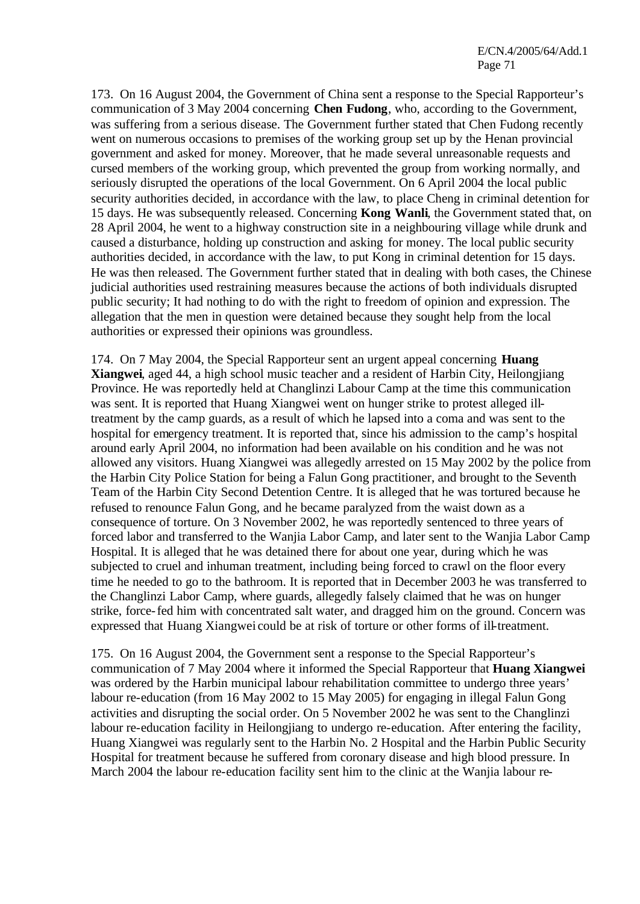173. On 16 August 2004, the Government of China sent a response to the Special Rapporteur's communication of 3 May 2004 concerning **Chen Fudong**, who, according to the Government, was suffering from a serious disease. The Government further stated that Chen Fudong recently went on numerous occasions to premises of the working group set up by the Henan provincial government and asked for money. Moreover, that he made several unreasonable requests and cursed members of the working group, which prevented the group from working normally, and seriously disrupted the operations of the local Government. On 6 April 2004 the local public security authorities decided, in accordance with the law, to place Cheng in criminal detention for 15 days. He was subsequently released. Concerning **Kong Wanli**, the Government stated that, on 28 April 2004, he went to a highway construction site in a neighbouring village while drunk and caused a disturbance, holding up construction and asking for money. The local public security authorities decided, in accordance with the law, to put Kong in criminal detention for 15 days. He was then released. The Government further stated that in dealing with both cases, the Chinese judicial authorities used restraining measures because the actions of both individuals disrupted public security; It had nothing to do with the right to freedom of opinion and expression. The allegation that the men in question were detained because they sought help from the local authorities or expressed their opinions was groundless.

174. On 7 May 2004, the Special Rapporteur sent an urgent appeal concerning **Huang Xiangwei**, aged 44, a high school music teacher and a resident of Harbin City, Heilongjiang Province. He was reportedly held at Changlinzi Labour Camp at the time this communication was sent. It is reported that Huang Xiangwei went on hunger strike to protest alleged ill-treatment by the camp guards, as a result of which he lapsed into a coma and was sent to the hospital for emergency treatment. It is reported that, since his admission to the camp's hospital around early April 2004, no information had been available on his condition and he was not allowed any visitors. Huang Xiangwei was allegedly arrested on 15 May 2002 by the police from the Harbin City Police Station for being a Falun Gong practitioner, and brought to the Seventh Team of the Harbin City Second Detention Centre. It is alleged that he was tortured because he refused to renounce Falun Gong, and he became paralyzed from the waist down as a consequence of torture. On 3 November 2002, he was reportedly sentenced to three years of forced labor and transferred to the Wanjia Labor Camp, and later sent to the Wanjia Labor Camp Hospital. It is alleged that he was detained there for about one year, during which he was subjected to cruel and inhuman treatment, including being forced to crawl on the floor every time he needed to go to the bathroom. It is reported that in December 2003 he was transferred to the Changlinzi Labor Camp, where guards, allegedly falsely claimed that he was on hunger strike, force-fed him with concentrated salt water, and dragged him on the ground. Concern was expressed that Huang Xiangwei could be at risk of torture or other forms of ill-treatment.

175. On 16 August 2004, the Government sent a response to the Special Rapporteur's communication of 7 May 2004 where it informed the Special Rapporteur that **Huang Xiangwei** was ordered by the Harbin municipal labour rehabilitation committee to undergo three years' labour re-education (from 16 May 2002 to 15 May 2005) for engaging in illegal Falun Gong activities and disrupting the social order. On 5 November 2002 he was sent to the Changlinzi labour re-education facility in Heilongjiang to undergo re-education. After entering the facility, Huang Xiangwei was regularly sent to the Harbin No. 2 Hospital and the Harbin Public Security Hospital for treatment because he suffered from coronary disease and high blood pressure. In March 2004 the labour re-education facility sent him to the clinic at the Wanjia labour re-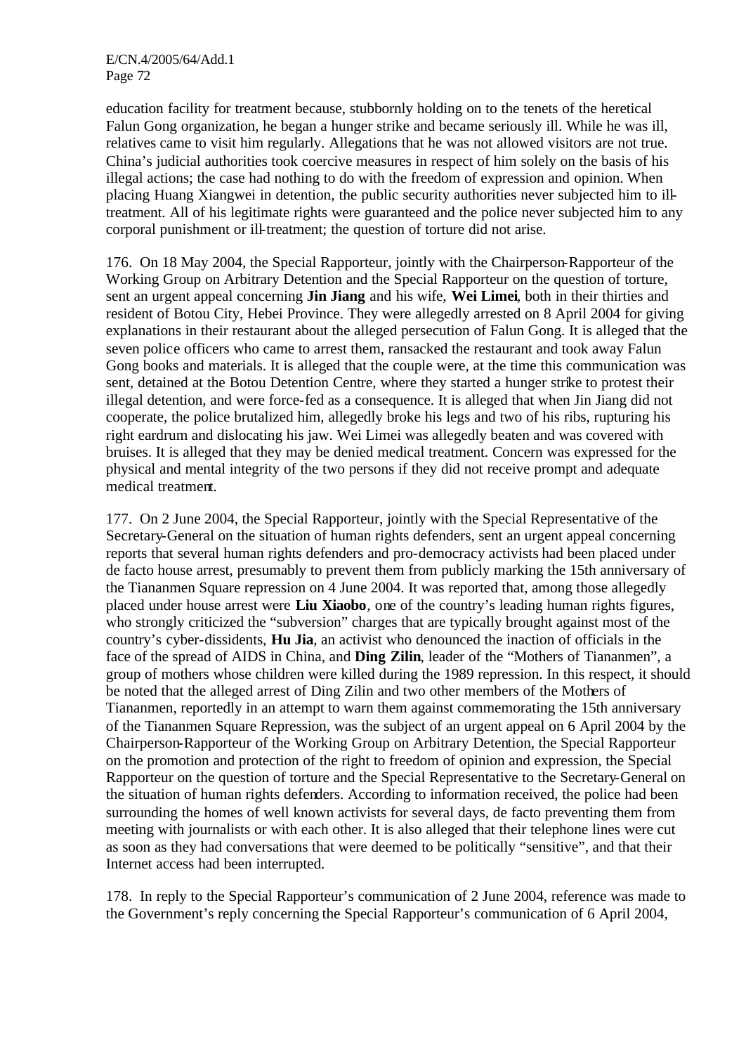education facility for treatment because, stubbornly holding on to the tenets of the heretical Falun Gong organization, he began a hunger strike and became seriously ill. While he was ill, relatives came to visit him regularly. Allegations that he was not allowed visitors are not true. China's judicial authorities took coercive measures in respect of him solely on the basis of his illegal actions; the case had nothing to do with the freedom of expression and opinion. When placing Huang Xiangwei in detention, the public security authorities never subjected him to ill-treatment. All of his legitimate rights were guaranteed and the police never subjected him to any corporal punishment or ill-treatment; the question of torture did not arise.

176. On 18 May 2004, the Special Rapporteur, jointly with the Chairperson-Rapporteur of the Working Group on Arbitrary Detention and the Special Rapporteur on the question of torture, sent an urgent appeal concerning **Jin Jiang** and his wife, **Wei Limei**, both in their thirties and resident of Botou City, Hebei Province. They were allegedly arrested on 8 April 2004 for giving explanations in their restaurant about the alleged persecution of Falun Gong. It is alleged that the seven police officers who came to arrest them, ransacked the restaurant and took away Falun Gong books and materials. It is alleged that the couple were, at the time this communication was sent, detained at the Botou Detention Centre, where they started a hunger strike to protest their illegal detention, and were force-fed as a consequence. It is alleged that when Jin Jiang did not cooperate, the police brutalized him, allegedly broke his legs and two of his ribs, rupturing his right eardrum and dislocating his jaw. Wei Limei was allegedly beaten and was covered with bruises. It is alleged that they may be denied medical treatment. Concern was expressed for the physical and mental integrity of the two persons if they did not receive prompt and adequate medical treatment.

177. On 2 June 2004, the Special Rapporteur, jointly with the Special Representative of the Secretary-General on the situation of human rights defenders, sent an urgent appeal concerning reports that several human rights defenders and pro-democracy activists had been placed under de facto house arrest, presumably to prevent them from publicly marking the 15th anniversary of the Tiananmen Square repression on 4 June 2004. It was reported that, among those allegedly placed under house arrest were **Liu Xiaobo**, one of the country's leading human rights figures, who strongly criticized the "subversion" charges that are typically brought against most of the country's cyber-dissidents, **Hu Jia**, an activist who denounced the inaction of officials in the face of the spread of AIDS in China, and **Ding Zilin**, leader of the "Mothers of Tiananmen", a group of mothers whose children were killed during the 1989 repression. In this respect, it should be noted that the alleged arrest of Ding Zilin and two other members of the Mothers of Tiananmen, reportedly in an attempt to warn them against commemorating the 15th anniversary of the Tiananmen Square Repression, was the subject of an urgent appeal on 6 April 2004 by the Chairperson-Rapporteur of the Working Group on Arbitrary Detention, the Special Rapporteur on the promotion and protection of the right to freedom of opinion and expression, the Special Rapporteur on the question of torture and the Special Representative to the Secretary-General on the situation of human rights defenders. According to information received, the police had been surrounding the homes of well known activists for several days, de facto preventing them from meeting with journalists or with each other. It is also alleged that their telephone lines were cut as soon as they had conversations that were deemed to be politically "sensitive", and that their Internet access had been interrupted.

178. In reply to the Special Rapporteur's communication of 2 June 2004, reference was made to the Government's reply concerning the Special Rapporteur's communication of 6 April 2004,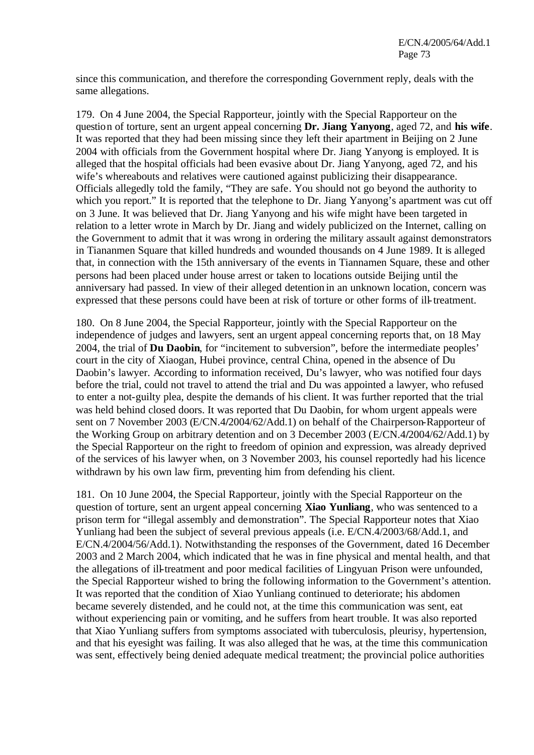since this communication, and therefore the corresponding Government reply, deals with the same allegations.

179. On 4 June 2004, the Special Rapporteur, jointly with the Special Rapporteur on the question of torture, sent an urgent appeal concerning **Dr. Jiang Yanyong**, aged 72, and **his wife**. It was reported that they had been missing since they left their apartment in Beijing on 2 June 2004 with officials from the Government hospital where Dr. Jiang Yanyong is employed. It is alleged that the hospital officials had been evasive about Dr. Jiang Yanyong, aged 72, and his wife's whereabouts and relatives were cautioned against publicizing their disappearance. Officials allegedly told the family, "They are safe. You should not go beyond the authority to which you report." It is reported that the telephone to Dr. Jiang Yanyong's apartment was cut off on 3 June. It was believed that Dr. Jiang Yanyong and his wife might have been targeted in relation to a letter wrote in March by Dr. Jiang and widely publicized on the Internet, calling on the Government to admit that it was wrong in ordering the military assault against demonstrators in Tiananmen Square that killed hundreds and wounded thousands on 4 June 1989. It is alleged that, in connection with the 15th anniversary of the events in Tiannamen Square, these and other persons had been placed under house arrest or taken to locations outside Beijing until the anniversary had passed. In view of their alleged detention in an unknown location, concern was expressed that these persons could have been at risk of torture or other forms of ill-treatment.

180. On 8 June 2004, the Special Rapporteur, jointly with the Special Rapporteur on the independence of judges and lawyers, sent an urgent appeal concerning reports that, on 18 May 2004, the trial of **Du Daobin**, for "incitement to subversion", before the intermediate peoples' court in the city of Xiaogan, Hubei province, central China, opened in the absence of Du Daobin's lawyer. According to information received, Du's lawyer, who was notified four days before the trial, could not travel to attend the trial and Du was appointed a lawyer, who refused to enter a not-guilty plea, despite the demands of his client. It was further reported that the trial was held behind closed doors. It was reported that Du Daobin, for whom urgent appeals were sent on 7 November 2003 (E/CN.4/2004/62/Add.1) on behalf of the Chairperson-Rapporteur of the Working Group on arbitrary detention and on 3 December 2003 (E/CN.4/2004/62/Add.1) by the Special Rapporteur on the right to freedom of opinion and expression, was already deprived of the services of his lawyer when, on 3 November 2003, his counsel reportedly had his licence withdrawn by his own law firm, preventing him from defending his client.

181. On 10 June 2004, the Special Rapporteur, jointly with the Special Rapporteur on the question of torture, sent an urgent appeal concerning **Xiao Yunliang**, who was sentenced to a prison term for "illegal assembly and demonstration". The Special Rapporteur notes that Xiao Yunliang had been the subject of several previous appeals (i.e. E/CN.4/2003/68/Add.1, and E/CN.4/2004/56/Add.1). Notwithstanding the responses of the Government, dated 16 December 2003 and 2 March 2004, which indicated that he was in fine physical and mental health, and that the allegations of ill-treatment and poor medical facilities of Lingyuan Prison were unfounded, the Special Rapporteur wished to bring the following information to the Government's attention. It was reported that the condition of Xiao Yunliang continued to deteriorate; his abdomen became severely distended, and he could not, at the time this communication was sent, eat without experiencing pain or vomiting, and he suffers from heart trouble. It was also reported that Xiao Yunliang suffers from symptoms associated with tuberculosis, pleurisy, hypertension, and that his eyesight was failing. It was also alleged that he was, at the time this communication was sent, effectively being denied adequate medical treatment; the provincial police authorities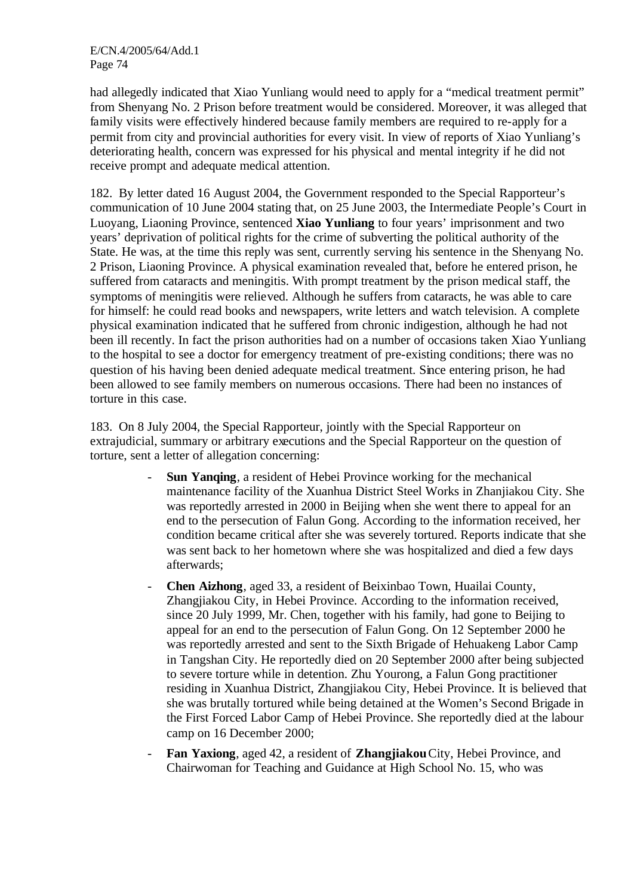had allegedly indicated that Xiao Yunliang would need to apply for a "medical treatment permit" from Shenyang No. 2 Prison before treatment would be considered. Moreover, it was alleged that family visits were effectively hindered because family members are required to re-apply for a permit from city and provincial authorities for every visit. In view of reports of Xiao Yunliang's deteriorating health, concern was expressed for his physical and mental integrity if he did not receive prompt and adequate medical attention.

182. By letter dated 16 August 2004, the Government responded to the Special Rapporteur's communication of 10 June 2004 stating that, on 25 June 2003, the Intermediate People's Court in Luoyang, Liaoning Province, sentenced **Xiao Yunliang** to four years' imprisonment and two years' deprivation of political rights for the crime of subverting the political authority of the State. He was, at the time this reply was sent, currently serving his sentence in the Shenyang No. 2 Prison, Liaoning Province. A physical examination revealed that, before he entered prison, he suffered from cataracts and meningitis. With prompt treatment by the prison medical staff, the symptoms of meningitis were relieved. Although he suffers from cataracts, he was able to care for himself: he could read books and newspapers, write letters and watch television. A complete physical examination indicated that he suffered from chronic indigestion, although he had not been ill recently. In fact the prison authorities had on a number of occasions taken Xiao Yunliang to the hospital to see a doctor for emergency treatment of pre-existing conditions; there was no question of his having been denied adequate medical treatment. Since entering prison, he had been allowed to see family members on numerous occasions. There had been no instances of torture in this case.

183. On 8 July 2004, the Special Rapporteur, jointly with the Special Rapporteur on extrajudicial, summary or arbitrary executions and the Special Rapporteur on the question of torture, sent a letter of allegation concerning:

- **Sun Yanqing**, a resident of Hebei Province working for the mechanical maintenance facility of the Xuanhua District Steel Works in Zhanjiakou City. She was reportedly arrested in 2000 in Beijing when she went there to appeal for an end to the persecution of Falun Gong. According to the information received, her condition became critical after she was severely tortured. Reports indicate that she was sent back to her hometown where she was hospitalized and died a few days afterwards;
- **Chen Aizhong**, aged 33, a resident of Beixinbao Town, Huailai County, Zhangjiakou City, in Hebei Province. According to the information received, since 20 July 1999, Mr. Chen, together with his family, had gone to Beijing to appeal for an end to the persecution of Falun Gong. On 12 September 2000 he was reportedly arrested and sent to the Sixth Brigade of Hehuakeng Labor Camp in Tangshan City. He reportedly died on 20 September 2000 after being subjected to severe torture while in detention. Zhu Yourong, a Falun Gong practitioner residing in Xuanhua District, Zhangjiakou City, Hebei Province. It is believed that she was brutally tortured while being detained at the Women's Second Brigade in the First Forced Labor Camp of Hebei Province. She reportedly died at the labour camp on 16 December 2000;
- **Fan Yaxiong**, aged 42, a resident of **Zhangjiakou** City, Hebei Province, and Chairwoman for Teaching and Guidance at High School No. 15, who was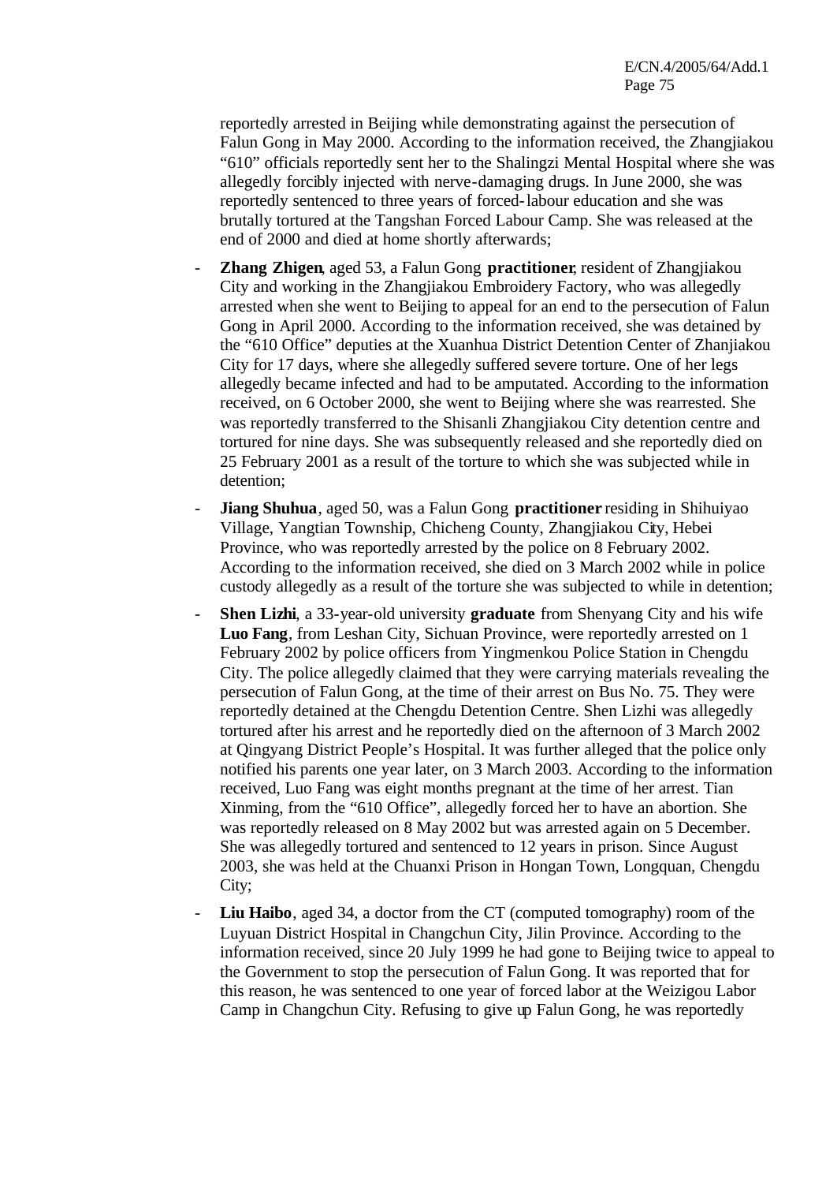reportedly arrested in Beijing while demonstrating against the persecution of Falun Gong in May 2000. According to the information received, the Zhangjiakou “610” officials reportedly sent her to the Shalingzi Mental Hospital where she was allegedly forcibly injected with nerve-damaging drugs. In June 2000, she was reportedly sentenced to three years of forced-labour education and she was brutally tortured at the Tangshan Forced Labour Camp. She was released at the end of 2000 and died at home shortly afterwards;

- **Zhang Zhigen**, aged 53, a Falun Gong **practitioner**, resident of Zhangjiakou City and working in the Zhangjiakou Embroidery Factory, who was allegedly arrested when she went to Beijing to appeal for an end to the persecution of Falun Gong in April 2000. According to the information received, she was detained by the “610 Office” deputies at the Xuanhua District Detention Center of Zhanjiakou City for 17 days, where she allegedly suffered severe torture. One of her legs allegedly became infected and had to be amputated. According to the information received, on 6 October 2000, she went to Beijing where she was rearrested. She was reportedly transferred to the Shisanli Zhangjiakou City detention centre and tortured for nine days. She was subsequently released and she reportedly died on 25 February 2001 as a result of the torture to which she was subjected while in detention;

- **Jiang Shuhua**, aged 50, was a Falun Gong **practitioner** residing in Shihuiyao Village, Yangtian Township, Chicheng County, Zhangjiakou City, Hebei Province, who was reportedly arrested by the police on 8 February 2002. According to the information received, she died on 3 March 2002 while in police custody allegedly as a result of the torture she was subjected to while in detention;

- **Shen Lizhi**, a 33-year-old university **graduate** from Shenyang City and his wife **Luo Fang**, from Leshan City, Sichuan Province, were reportedly arrested on 1 February 2002 by police officers from Yingmenkou Police Station in Chengdu City. The police allegedly claimed that they were carrying materials revealing the persecution of Falun Gong, at the time of their arrest on Bus No. 75. They were reportedly detained at the Chengdu Detention Centre. Shen Lizhi was allegedly tortured after his arrest and he reportedly died on the afternoon of 3 March 2002 at Qingyang District People’s Hospital. It was further alleged that the police only notified his parents one year later, on 3 March 2003. According to the information received, Luo Fang was eight months pregnant at the time of her arrest. Tian Xinming, from the “610 Office”, allegedly forced her to have an abortion. She was reportedly released on 8 May 2002 but was arrested again on 5 December. She was allegedly tortured and sentenced to 12 years in prison. Since August 2003, she was held at the Chuanxi Prison in Hongan Town, Longquan, Chengdu City;

- **Liu Haibo**, aged 34, a doctor from the CT (computed tomography) room of the Luyuan District Hospital in Changchun City, Jilin Province. According to the information received, since 20 July 1999 he had gone to Beijing twice to appeal to the Government to stop the persecution of Falun Gong. It was reported that for this reason, he was sentenced to one year of forced labor at the Weizigou Labor Camp in Changchun City. Refusing to give up Falun Gong, he was reportedly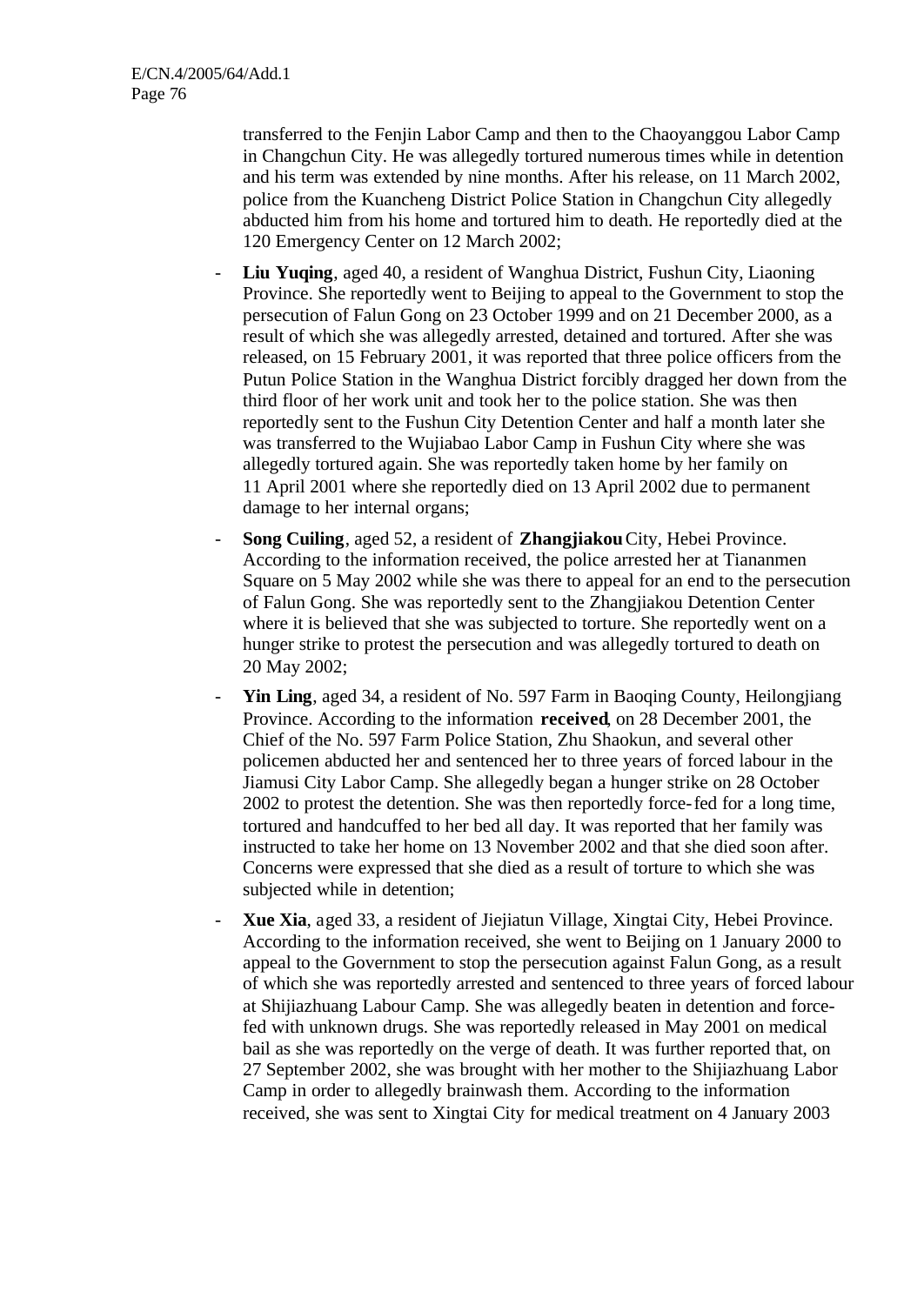transferred to the Fenjin Labor Camp and then to the Chaoyanggou Labor Camp in Changchun City. He was allegedly tortured numerous times while in detention and his term was extended by nine months. After his release, on 11 March 2002, police from the Kuancheng District Police Station in Changchun City allegedly abducted him from his home and tortured him to death. He reportedly died at the 120 Emergency Center on 12 March 2002;

- **Liu Yuqing**, aged 40, a resident of Wanghua District, Fushun City, Liaoning Province. She reportedly went to Beijing to appeal to the Government to stop the persecution of Falun Gong on 23 October 1999 and on 21 December 2000, as a result of which she was allegedly arrested, detained and tortured. After she was released, on 15 February 2001, it was reported that three police officers from the Putun Police Station in the Wanghua District forcibly dragged her down from the third floor of her work unit and took her to the police station. She was then reportedly sent to the Fushun City Detention Center and half a month later she was transferred to the Wujiabao Labor Camp in Fushun City where she was allegedly tortured again. She was reportedly taken home by her family on 11 April 2001 where she reportedly died on 13 April 2002 due to permanent damage to her internal organs;

- **Song Cuiling**, aged 52, a resident of **Zhangjiakou** City, Hebei Province. According to the information received, the police arrested her at Tiananmen Square on 5 May 2002 while she was there to appeal for an end to the persecution of Falun Gong. She was reportedly sent to the Zhangjiakou Detention Center where it is believed that she was subjected to torture. She reportedly went on a hunger strike to protest the persecution and was allegedly tortured to death on 20 May 2002;

- **Yin Ling**, aged 34, a resident of No. 597 Farm in Baoqing County, Heilongjiang Province. According to the information **received**, on 28 December 2001, the Chief of the No. 597 Farm Police Station, Zhu Shaokun, and several other policemen abducted her and sentenced her to three years of forced labour in the Jiamusi City Labor Camp. She allegedly began a hunger strike on 28 October 2002 to protest the detention. She was then reportedly force-fed for a long time, tortured and handcuffed to her bed all day. It was reported that her family was instructed to take her home on 13 November 2002 and that she died soon after. Concerns were expressed that she died as a result of torture to which she was subjected while in detention;

- **Xue Xia**, aged 33, a resident of Jiejiatun Village, Xingtai City, Hebei Province. According to the information received, she went to Beijing on 1 January 2000 to appeal to the Government to stop the persecution against Falun Gong, as a result of which she was reportedly arrested and sentenced to three years of forced labour at Shijiazhuang Labour Camp. She was allegedly beaten in detention and force-fed with unknown drugs. She was reportedly released in May 2001 on medical bail as she was reportedly on the verge of death. It was further reported that, on 27 September 2002, she was brought with her mother to the Shijiazhuang Labor Camp in order to allegedly brainwash them. According to the information received, she was sent to Xingtai City for medical treatment on 4 January 2003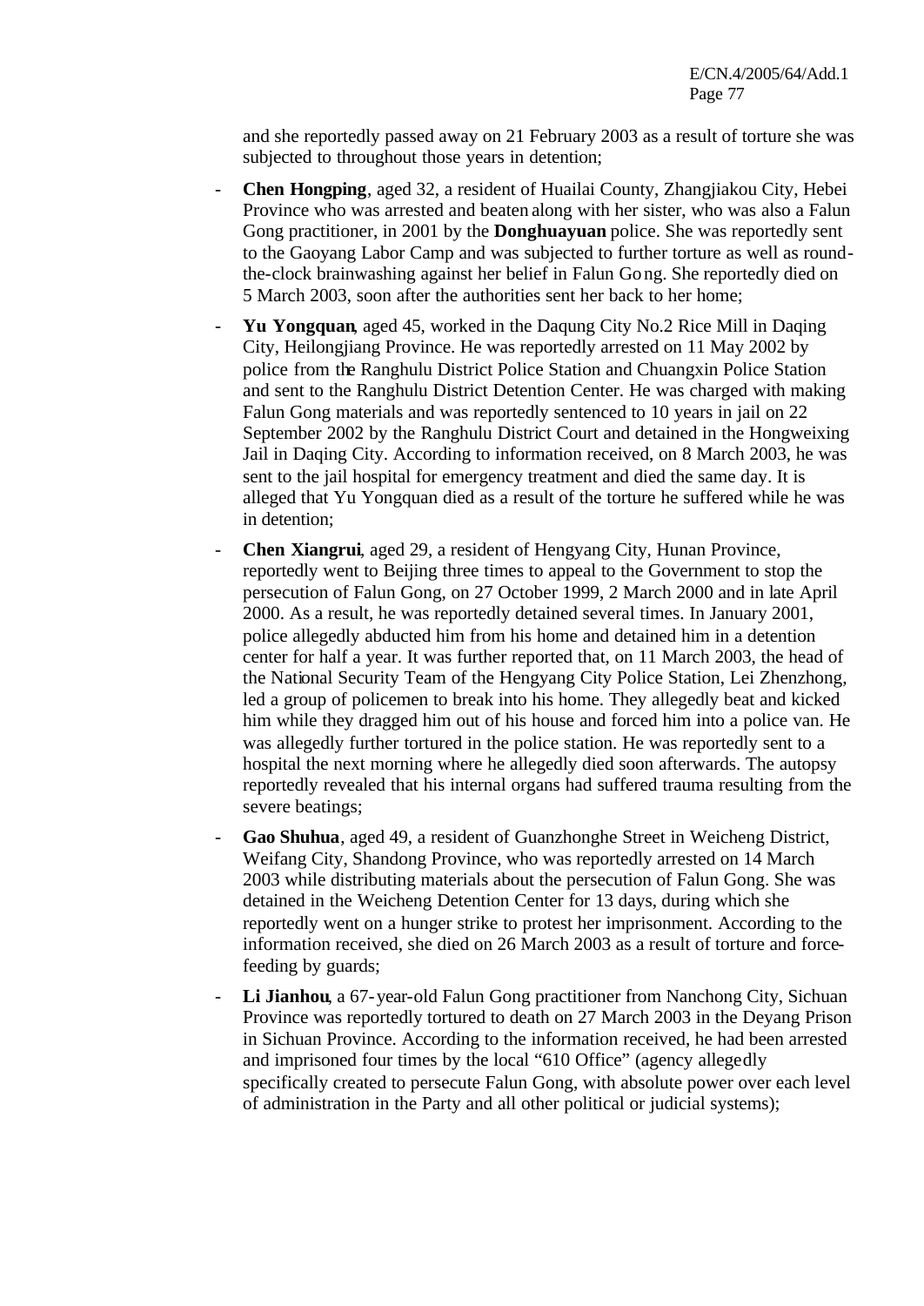and she reportedly passed away on 21 February 2003 as a result of torture she was subjected to throughout those years in detention;

- **Chen Hongping**, aged 32, a resident of Huailai County, Zhangjiakou City, Hebei Province who was arrested and beaten along with her sister, who was also a Falun Gong practitioner, in 2001 by the **Donghuayuan** police. She was reportedly sent to the Gaoyang Labor Camp and was subjected to further torture as well as round-the-clock brainwashing against her belief in Falun Gong. She reportedly died on 5 March 2003, soon after the authorities sent her back to her home;
- **Yu Yongquan**, aged 45, worked in the Daqung City No.2 Rice Mill in Daqing City, Heilongjiang Province. He was reportedly arrested on 11 May 2002 by police from the Ranghulu District Police Station and Chuangxin Police Station and sent to the Ranghulu District Detention Center. He was charged with making Falun Gong materials and was reportedly sentenced to 10 years in jail on 22 September 2002 by the Ranghulu District Court and detained in the Hongweixing Jail in Daqing City. According to information received, on 8 March 2003, he was sent to the jail hospital for emergency treatment and died the same day. It is alleged that Yu Yongquan died as a result of the torture he suffered while he was in detention;
- **Chen Xiangrui**, aged 29, a resident of Hengyang City, Hunan Province, reportedly went to Beijing three times to appeal to the Government to stop the persecution of Falun Gong, on 27 October 1999, 2 March 2000 and in late April 2000. As a result, he was reportedly detained several times. In January 2001, police allegedly abducted him from his home and detained him in a detention center for half a year. It was further reported that, on 11 March 2003, the head of the National Security Team of the Hengyang City Police Station, Lei Zhenzhong, led a group of policemen to break into his home. They allegedly beat and kicked him while they dragged him out of his house and forced him into a police van. He was allegedly further tortured in the police station. He was reportedly sent to a hospital the next morning where he allegedly died soon afterwards. The autopsy reportedly revealed that his internal organs had suffered trauma resulting from the severe beatings;
- **Gao Shuhua**, aged 49, a resident of Guanzhonghe Street in Weicheng District, Weifang City, Shandong Province, who was reportedly arrested on 14 March 2003 while distributing materials about the persecution of Falun Gong. She was detained in the Weicheng Detention Center for 13 days, during which she reportedly went on a hunger strike to protest her imprisonment. According to the information received, she died on 26 March 2003 as a result of torture and force-feeding by guards;
- **Li Jianhou**, a 67-year-old Falun Gong practitioner from Nanchong City, Sichuan Province was reportedly tortured to death on 27 March 2003 in the Deyang Prison in Sichuan Province. According to the information received, he had been arrested and imprisoned four times by the local "610 Office" (agency allegedly specifically created to persecute Falun Gong, with absolute power over each level of administration in the Party and all other political or judicial systems);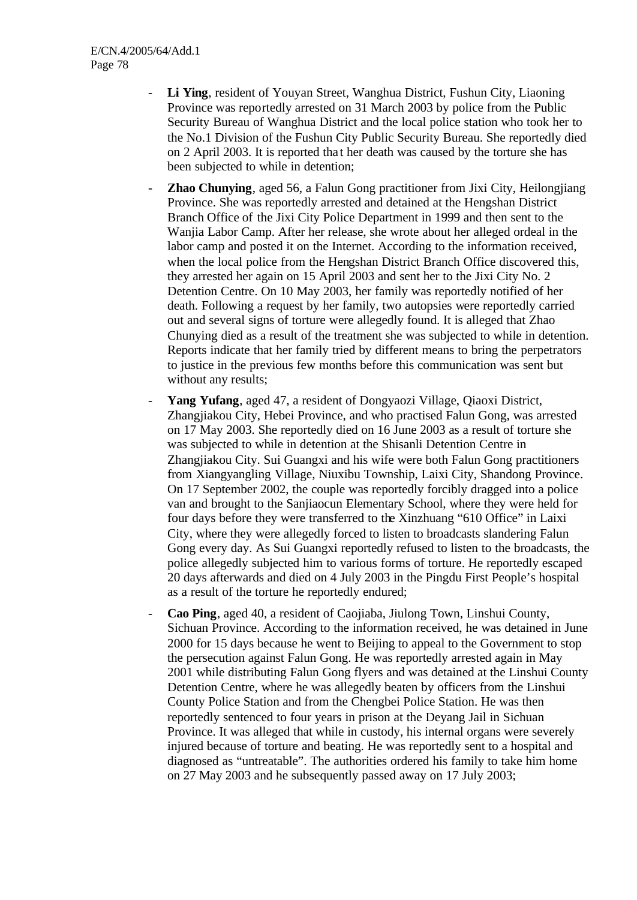- **Li Ying**, resident of Youyan Street, Wanghua District, Fushun City, Liaoning Province was reportedly arrested on 31 March 2003 by police from the Public Security Bureau of Wanghua District and the local police station who took her to the No.1 Division of the Fushun City Public Security Bureau. She reportedly died on 2 April 2003. It is reported that her death was caused by the torture she has been subjected to while in detention;

- **Zhao Chunying**, aged 56, a Falun Gong practitioner from Jixi City, Heilongjiang Province. She was reportedly arrested and detained at the Hengshan District Branch Office of the Jixi City Police Department in 1999 and then sent to the Wanjia Labor Camp. After her release, she wrote about her alleged ordeal in the labor camp and posted it on the Internet. According to the information received, when the local police from the Hengshan District Branch Office discovered this, they arrested her again on 15 April 2003 and sent her to the Jixi City No. 2 Detention Centre. On 10 May 2003, her family was reportedly notified of her death. Following a request by her family, two autopsies were reportedly carried out and several signs of torture were allegedly found. It is alleged that Zhao Chunying died as a result of the treatment she was subjected to while in detention. Reports indicate that her family tried by different means to bring the perpetrators to justice in the previous few months before this communication was sent but without any results;

- **Yang Yufang**, aged 47, a resident of Dongyaozi Village, Qiaoxi District, Zhangjiakou City, Hebei Province, and who practised Falun Gong, was arrested on 17 May 2003. She reportedly died on 16 June 2003 as a result of torture she was subjected to while in detention at the Shisanli Detention Centre in Zhangjiakou City. Sui Guangxi and his wife were both Falun Gong practitioners from Xiangyangling Village, Niuxibu Township, Laixi City, Shandong Province. On 17 September 2002, the couple was reportedly forcibly dragged into a police van and brought to the Sanjiaocun Elementary School, where they were held for four days before they were transferred to the Xinzhuang "610 Office" in Laixi City, where they were allegedly forced to listen to broadcasts slandering Falun Gong every day. As Sui Guangxi reportedly refused to listen to the broadcasts, the police allegedly subjected him to various forms of torture. He reportedly escaped 20 days afterwards and died on 4 July 2003 in the Pingdu First People's hospital as a result of the torture he reportedly endured;

- **Cao Ping**, aged 40, a resident of Caojiaba, Jiulong Town, Linshui County, Sichuan Province. According to the information received, he was detained in June 2000 for 15 days because he went to Beijing to appeal to the Government to stop the persecution against Falun Gong. He was reportedly arrested again in May 2001 while distributing Falun Gong flyers and was detained at the Linshui County Detention Centre, where he was allegedly beaten by officers from the Linshui County Police Station and from the Chengbei Police Station. He was then reportedly sentenced to four years in prison at the Deyang Jail in Sichuan Province. It was alleged that while in custody, his internal organs were severely injured because of torture and beating. He was reportedly sent to a hospital and diagnosed as "untreatable". The authorities ordered his family to take him home on 27 May 2003 and he subsequently passed away on 17 July 2003;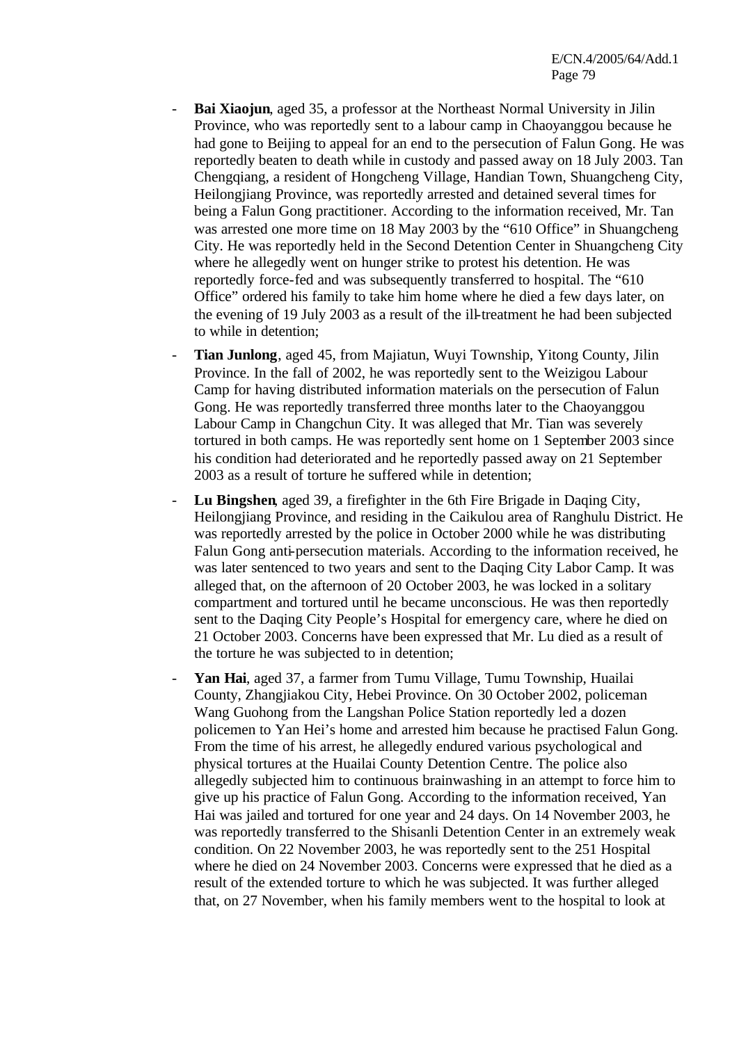- **Bai Xiaojun**, aged 35, a professor at the Northeast Normal University in Jilin Province, who was reportedly sent to a labour camp in Chaoyanggou because he had gone to Beijing to appeal for an end to the persecution of Falun Gong. He was reportedly beaten to death while in custody and passed away on 18 July 2003. Tan Chengqiang, a resident of Hongcheng Village, Handian Town, Shuangcheng City, Heilongjiang Province, was reportedly arrested and detained several times for being a Falun Gong practitioner. According to the information received, Mr. Tan was arrested one more time on 18 May 2003 by the "610 Office" in Shuangcheng City. He was reportedly held in the Second Detention Center in Shuangcheng City where he allegedly went on hunger strike to protest his detention. He was reportedly force-fed and was subsequently transferred to hospital. The "610 Office" ordered his family to take him home where he died a few days later, on the evening of 19 July 2003 as a result of the ill-treatment he had been subjected to while in detention;

- **Tian Junlong**, aged 45, from Majiatun, Wuyi Township, Yitong County, Jilin Province. In the fall of 2002, he was reportedly sent to the Weizigou Labour Camp for having distributed information materials on the persecution of Falun Gong. He was reportedly transferred three months later to the Chaoyanggou Labour Camp in Changchun City. It was alleged that Mr. Tian was severely tortured in both camps. He was reportedly sent home on 1 September 2003 since his condition had deteriorated and he reportedly passed away on 21 September 2003 as a result of torture he suffered while in detention;

- **Lu Bingshen**, aged 39, a firefighter in the 6th Fire Brigade in Daqing City, Heilongjiang Province, and residing in the Caikulou area of Ranghulu District. He was reportedly arrested by the police in October 2000 while he was distributing Falun Gong anti-persecution materials. According to the information received, he was later sentenced to two years and sent to the Daqing City Labor Camp. It was alleged that, on the afternoon of 20 October 2003, he was locked in a solitary compartment and tortured until he became unconscious. He was then reportedly sent to the Daqing City People's Hospital for emergency care, where he died on 21 October 2003. Concerns have been expressed that Mr. Lu died as a result of the torture he was subjected to in detention;

- **Yan Hai**, aged 37, a farmer from Tumu Village, Tumu Township, Huailai County, Zhangjiakou City, Hebei Province. On 30 October 2002, policeman Wang Guohong from the Langshan Police Station reportedly led a dozen policemen to Yan Hei's home and arrested him because he practised Falun Gong. From the time of his arrest, he allegedly endured various psychological and physical tortures at the Huailai County Detention Centre. The police also allegedly subjected him to continuous brainwashing in an attempt to force him to give up his practice of Falun Gong. According to the information received, Yan Hai was jailed and tortured for one year and 24 days. On 14 November 2003, he was reportedly transferred to the Shisanli Detention Center in an extremely weak condition. On 22 November 2003, he was reportedly sent to the 251 Hospital where he died on 24 November 2003. Concerns were expressed that he died as a result of the extended torture to which he was subjected. It was further alleged that, on 27 November, when his family members went to the hospital to look at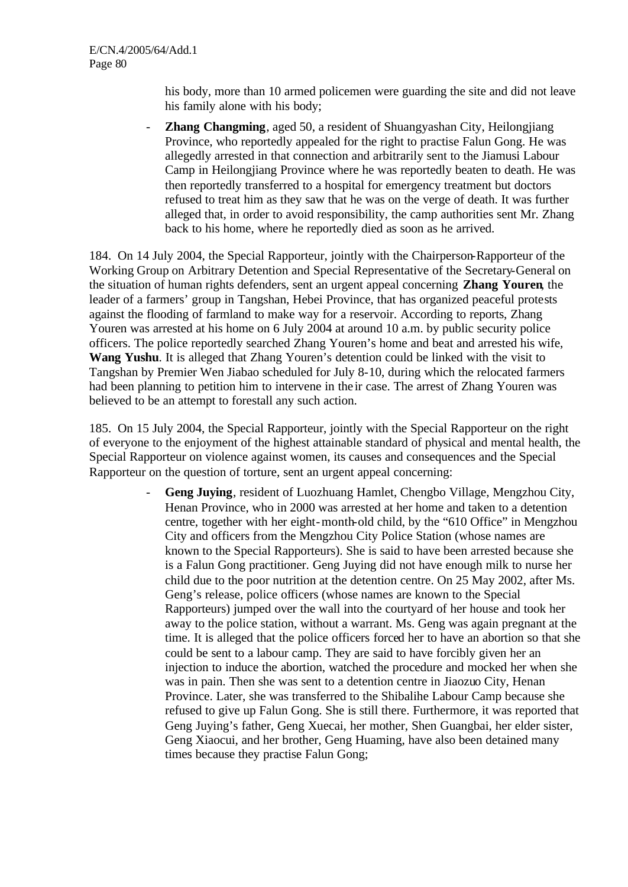his body, more than 10 armed policemen were guarding the site and did not leave his family alone with his body;

- **Zhang Changming**, aged 50, a resident of Shuangyashan City, Heilongjiang Province, who reportedly appealed for the right to practise Falun Gong. He was allegedly arrested in that connection and arbitrarily sent to the Jiamusi Labour Camp in Heilongjiang Province where he was reportedly beaten to death. He was then reportedly transferred to a hospital for emergency treatment but doctors refused to treat him as they saw that he was on the verge of death. It was further alleged that, in order to avoid responsibility, the camp authorities sent Mr. Zhang back to his home, where he reportedly died as soon as he arrived.

184. On 14 July 2004, the Special Rapporteur, jointly with the Chairperson-Rapporteur of the Working Group on Arbitrary Detention and Special Representative of the Secretary-General on the situation of human rights defenders, sent an urgent appeal concerning **Zhang Youren**, the leader of a farmers' group in Tangshan, Hebei Province, that has organized peaceful protests against the flooding of farmland to make way for a reservoir. According to reports, Zhang Youren was arrested at his home on 6 July 2004 at around 10 a.m. by public security police officers. The police reportedly searched Zhang Youren's home and beat and arrested his wife, **Wang Yushu**. It is alleged that Zhang Youren's detention could be linked with the visit to Tangshan by Premier Wen Jiabao scheduled for July 8-10, during which the relocated farmers had been planning to petition him to intervene in their case. The arrest of Zhang Youren was believed to be an attempt to forestall any such action.

185. On 15 July 2004, the Special Rapporteur, jointly with the Special Rapporteur on the right of everyone to the enjoyment of the highest attainable standard of physical and mental health, the Special Rapporteur on violence against women, its causes and consequences and the Special Rapporteur on the question of torture, sent an urgent appeal concerning:

- **Geng Juying**, resident of Luozhuang Hamlet, Chengbo Village, Mengzhou City, Henan Province, who in 2000 was arrested at her home and taken to a detention centre, together with her eight-month-old child, by the "610 Office" in Mengzhou City and officers from the Mengzhou City Police Station (whose names are known to the Special Rapporteurs). She is said to have been arrested because she is a Falun Gong practitioner. Geng Juying did not have enough milk to nurse her child due to the poor nutrition at the detention centre. On 25 May 2002, after Ms. Geng's release, police officers (whose names are known to the Special Rapporteurs) jumped over the wall into the courtyard of her house and took her away to the police station, without a warrant. Ms. Geng was again pregnant at the time. It is alleged that the police officers forced her to have an abortion so that she could be sent to a labour camp. They are said to have forcibly given her an injection to induce the abortion, watched the procedure and mocked her when she was in pain. Then she was sent to a detention centre in Jiaozuo City, Henan Province. Later, she was transferred to the Shibalihe Labour Camp because she refused to give up Falun Gong. She is still there. Furthermore, it was reported that Geng Juying's father, Geng Xuecai, her mother, Shen Guangbai, her elder sister, Geng Xiaocui, and her brother, Geng Huaming, have also been detained many times because they practise Falun Gong;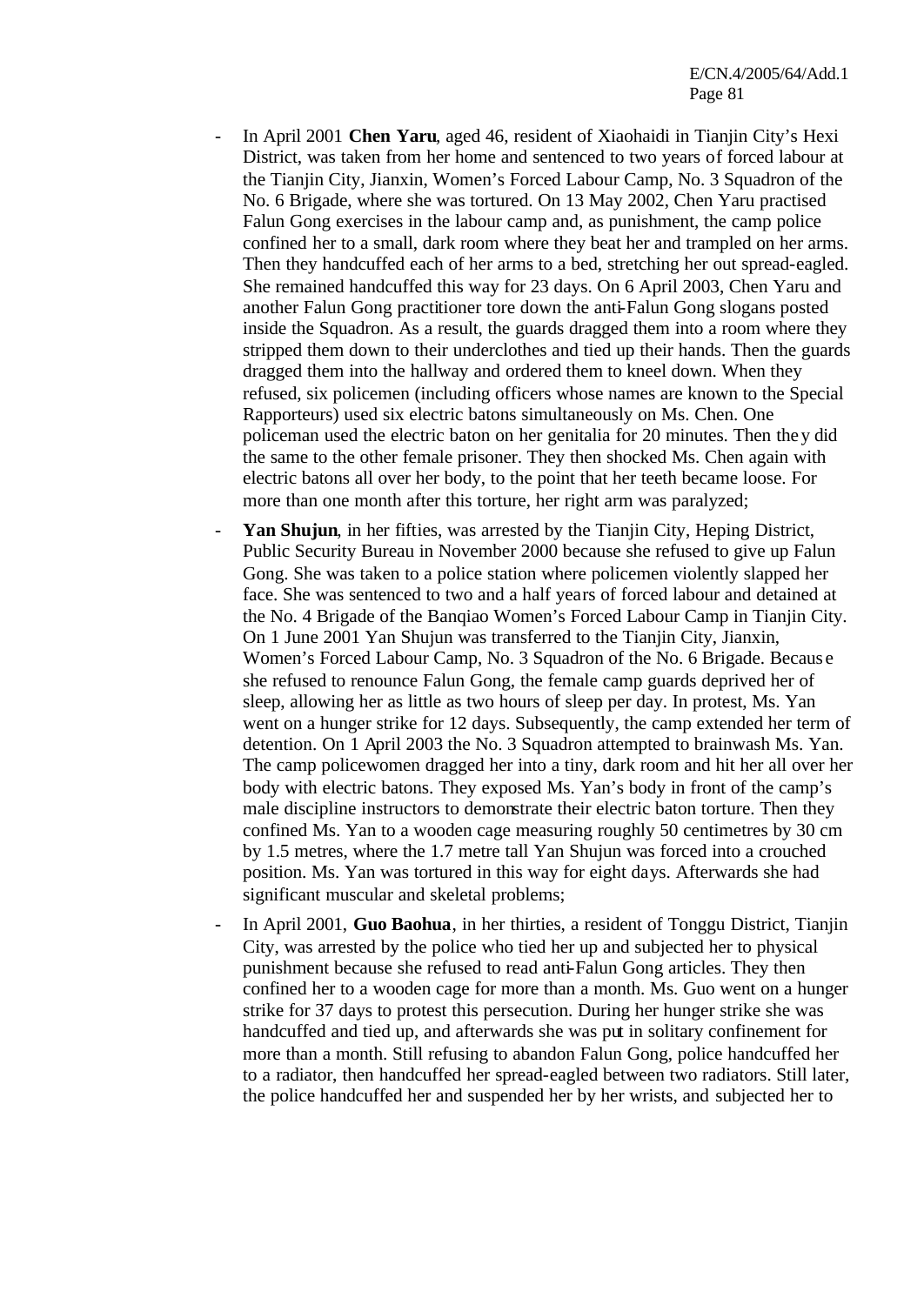- In April 2001 **Chen Yaru**, aged 46, resident of Xiaohaidi in Tianjin City's Hexi District, was taken from her home and sentenced to two years of forced labour at the Tianjin City, Jianxin, Women's Forced Labour Camp, No. 3 Squadron of the No. 6 Brigade, where she was tortured. On 13 May 2002, Chen Yaru practised Falun Gong exercises in the labour camp and, as punishment, the camp police confined her to a small, dark room where they beat her and trampled on her arms. Then they handcuffed each of her arms to a bed, stretching her out spread-eagled. She remained handcuffed this way for 23 days. On 6 April 2003, Chen Yaru and another Falun Gong practitioner tore down the anti-Falun Gong slogans posted inside the Squadron. As a result, the guards dragged them into a room where they stripped them down to their underclothes and tied up their hands. Then the guards dragged them into the hallway and ordered them to kneel down. When they refused, six policemen (including officers whose names are known to the Special Rapporteurs) used six electric batons simultaneously on Ms. Chen. One policeman used the electric baton on her genitalia for 20 minutes. Then they did the same to the other female prisoner. They then shocked Ms. Chen again with electric batons all over her body, to the point that her teeth became loose. For more than one month after this torture, her right arm was paralyzed;
- **Yan Shujun**, in her fifties, was arrested by the Tianjin City, Heping District, Public Security Bureau in November 2000 because she refused to give up Falun Gong. She was taken to a police station where policemen violently slapped her face. She was sentenced to two and a half years of forced labour and detained at the No. 4 Brigade of the Banqiao Women's Forced Labour Camp in Tianjin City. On 1 June 2001 Yan Shujun was transferred to the Tianjin City, Jianxin, Women's Forced Labour Camp, No. 3 Squadron of the No. 6 Brigade. Because she refused to renounce Falun Gong, the female camp guards deprived her of sleep, allowing her as little as two hours of sleep per day. In protest, Ms. Yan went on a hunger strike for 12 days. Subsequently, the camp extended her term of detention. On 1 April 2003 the No. 3 Squadron attempted to brainwash Ms. Yan. The camp policewomen dragged her into a tiny, dark room and hit her all over her body with electric batons. They exposed Ms. Yan's body in front of the camp's male discipline instructors to demonstrate their electric baton torture. Then they confined Ms. Yan to a wooden cage measuring roughly 50 centimetres by 30 cm by 1.5 metres, where the 1.7 metre tall Yan Shujun was forced into a crouched position. Ms. Yan was tortured in this way for eight days. Afterwards she had significant muscular and skeletal problems;
- In April 2001, **Guo Baohua**, in her thirties, a resident of Tonggu District, Tianjin City, was arrested by the police who tied her up and subjected her to physical punishment because she refused to read anti-Falun Gong articles. They then confined her to a wooden cage for more than a month. Ms. Guo went on a hunger strike for 37 days to protest this persecution. During her hunger strike she was handcuffed and tied up, and afterwards she was put in solitary confinement for more than a month. Still refusing to abandon Falun Gong, police handcuffed her to a radiator, then handcuffed her spread-eagled between two radiators. Still later, the police handcuffed her and suspended her by her wrists, and subjected her to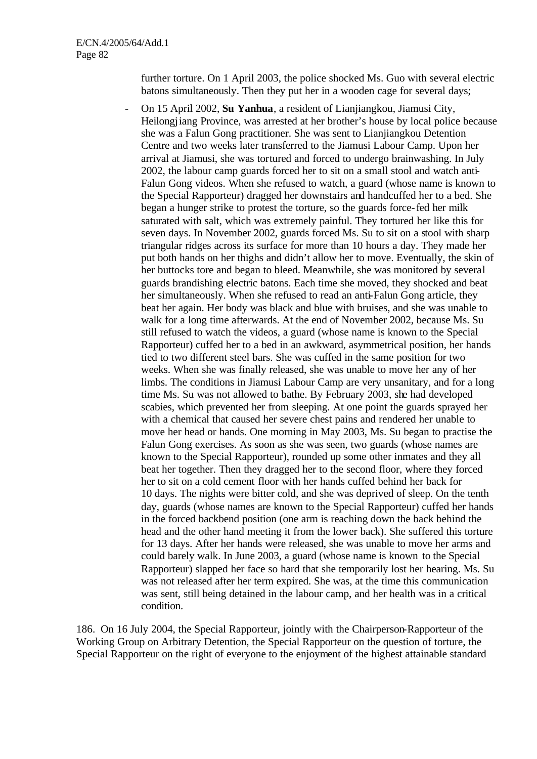further torture. On 1 April 2003, the police shocked Ms. Guo with several electric batons simultaneously. Then they put her in a wooden cage for several days;

- On 15 April 2002, **Su Yanhua**, a resident of Lianjiangkou, Jiamusi City, Heilongjiang Province, was arrested at her brother's house by local police because she was a Falun Gong practitioner. She was sent to Lianjiangkou Detention Centre and two weeks later transferred to the Jiamusi Labour Camp. Upon her arrival at Jiamusi, she was tortured and forced to undergo brainwashing. In July 2002, the labour camp guards forced her to sit on a small stool and watch anti-Falun Gong videos. When she refused to watch, a guard (whose name is known to the Special Rapporteur) dragged her downstairs and handcuffed her to a bed. She began a hunger strike to protest the torture, so the guards force-fed her milk saturated with salt, which was extremely painful. They tortured her like this for seven days. In November 2002, guards forced Ms. Su to sit on a stool with sharp triangular ridges across its surface for more than 10 hours a day. They made her put both hands on her thighs and didn't allow her to move. Eventually, the skin of her buttocks tore and began to bleed. Meanwhile, she was monitored by several guards brandishing electric batons. Each time she moved, they shocked and beat her simultaneously. When she refused to read an anti-Falun Gong article, they beat her again. Her body was black and blue with bruises, and she was unable to walk for a long time afterwards. At the end of November 2002, because Ms. Su still refused to watch the videos, a guard (whose name is known to the Special Rapporteur) cuffed her to a bed in an awkward, asymmetrical position, her hands tied to two different steel bars. She was cuffed in the same position for two weeks. When she was finally released, she was unable to move her any of her limbs. The conditions in Jiamusi Labour Camp are very unsanitary, and for a long time Ms. Su was not allowed to bathe. By February 2003, she had developed scabies, which prevented her from sleeping. At one point the guards sprayed her with a chemical that caused her severe chest pains and rendered her unable to move her head or hands. One morning in May 2003, Ms. Su began to practise the Falun Gong exercises. As soon as she was seen, two guards (whose names are known to the Special Rapporteur), rounded up some other inmates and they all beat her together. Then they dragged her to the second floor, where they forced her to sit on a cold cement floor with her hands cuffed behind her back for 10 days. The nights were bitter cold, and she was deprived of sleep. On the tenth day, guards (whose names are known to the Special Rapporteur) cuffed her hands in the forced backbend position (one arm is reaching down the back behind the head and the other hand meeting it from the lower back). She suffered this torture for 13 days. After her hands were released, she was unable to move her arms and could barely walk. In June 2003, a guard (whose name is known to the Special Rapporteur) slapped her face so hard that she temporarily lost her hearing. Ms. Su was not released after her term expired. She was, at the time this communication was sent, still being detained in the labour camp, and her health was in a critical condition.

186. On 16 July 2004, the Special Rapporteur, jointly with the Chairperson-Rapporteur of the Working Group on Arbitrary Detention, the Special Rapporteur on the question of torture, the Special Rapporteur on the right of everyone to the enjoyment of the highest attainable standard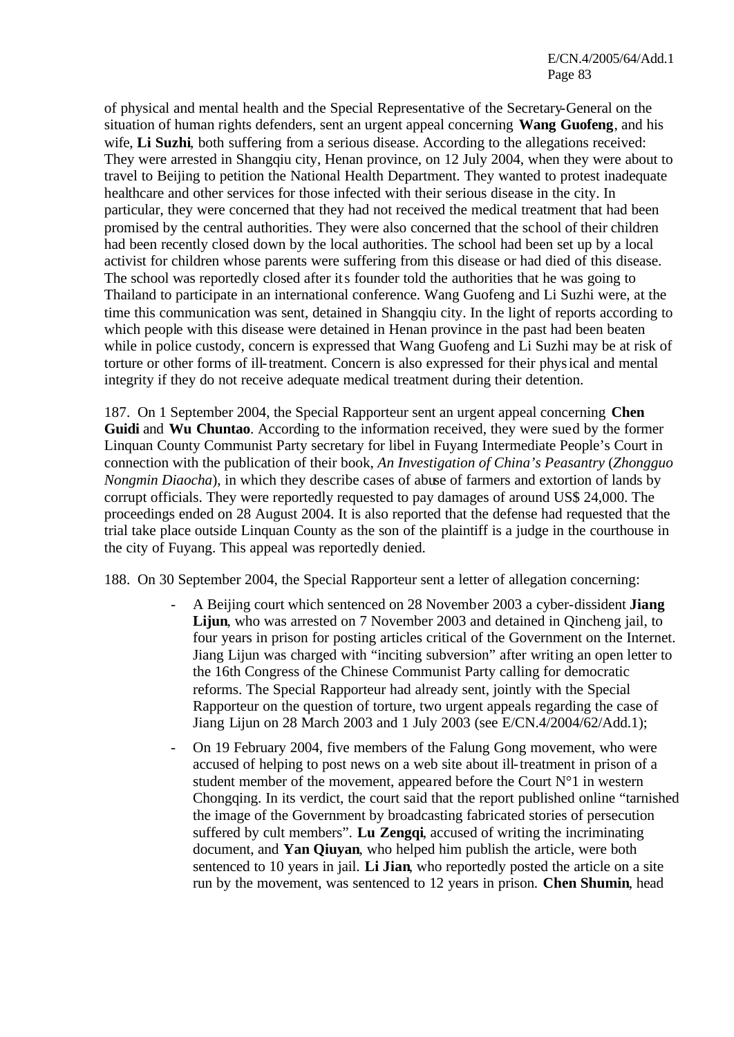of physical and mental health and the Special Representative of the Secretary-General on the situation of human rights defenders, sent an urgent appeal concerning **Wang Guofeng**, and his wife, **Li Suzhi**, both suffering from a serious disease. According to the allegations received: They were arrested in Shangqiu city, Henan province, on 12 July 2004, when they were about to travel to Beijing to petition the National Health Department. They wanted to protest inadequate healthcare and other services for those infected with their serious disease in the city. In particular, they were concerned that they had not received the medical treatment that had been promised by the central authorities. They were also concerned that the school of their children had been recently closed down by the local authorities. The school had been set up by a local activist for children whose parents were suffering from this disease or had died of this disease. The school was reportedly closed after its founder told the authorities that he was going to Thailand to participate in an international conference. Wang Guofeng and Li Suzhi were, at the time this communication was sent, detained in Shangqiu city. In the light of reports according to which people with this disease were detained in Henan province in the past had been beaten while in police custody, concern is expressed that Wang Guofeng and Li Suzhi may be at risk of torture or other forms of ill-treatment. Concern is also expressed for their physical and mental integrity if they do not receive adequate medical treatment during their detention.

187. On 1 September 2004, the Special Rapporteur sent an urgent appeal concerning **Chen Guidi** and **Wu Chuntao**. According to the information received, they were sued by the former Linquan County Communist Party secretary for libel in Fuyang Intermediate People's Court in connection with the publication of their book, *An Investigation of China's Peasantry* (*Zhongguo Nongmin Diaocha*), in which they describe cases of abuse of farmers and extortion of lands by corrupt officials. They were reportedly requested to pay damages of around US$ 24,000. The proceedings ended on 28 August 2004. It is also reported that the defense had requested that the trial take place outside Linquan County as the son of the plaintiff is a judge in the courthouse in the city of Fuyang. This appeal was reportedly denied.

188. On 30 September 2004, the Special Rapporteur sent a letter of allegation concerning:

- A Beijing court which sentenced on 28 November 2003 a cyber-dissident **Jiang Lijun**, who was arrested on 7 November 2003 and detained in Qincheng jail, to four years in prison for posting articles critical of the Government on the Internet. Jiang Lijun was charged with "inciting subversion" after writing an open letter to the 16th Congress of the Chinese Communist Party calling for democratic reforms. The Special Rapporteur had already sent, jointly with the Special Rapporteur on the question of torture, two urgent appeals regarding the case of Jiang Lijun on 28 March 2003 and 1 July 2003 (see E/CN.4/2004/62/Add.1);

- On 19 February 2004, five members of the Falung Gong movement, who were accused of helping to post news on a web site about ill-treatment in prison of a student member of the movement, appeared before the Court N°1 in western Chongqing. In its verdict, the court said that the report published online "tarnished the image of the Government by broadcasting fabricated stories of persecution suffered by cult members". **Lu Zengqi**, accused of writing the incriminating document, and **Yan Qiuyan**, who helped him publish the article, were both sentenced to 10 years in jail. **Li Jian**, who reportedly posted the article on a site run by the movement, was sentenced to 12 years in prison. **Chen Shumin**, head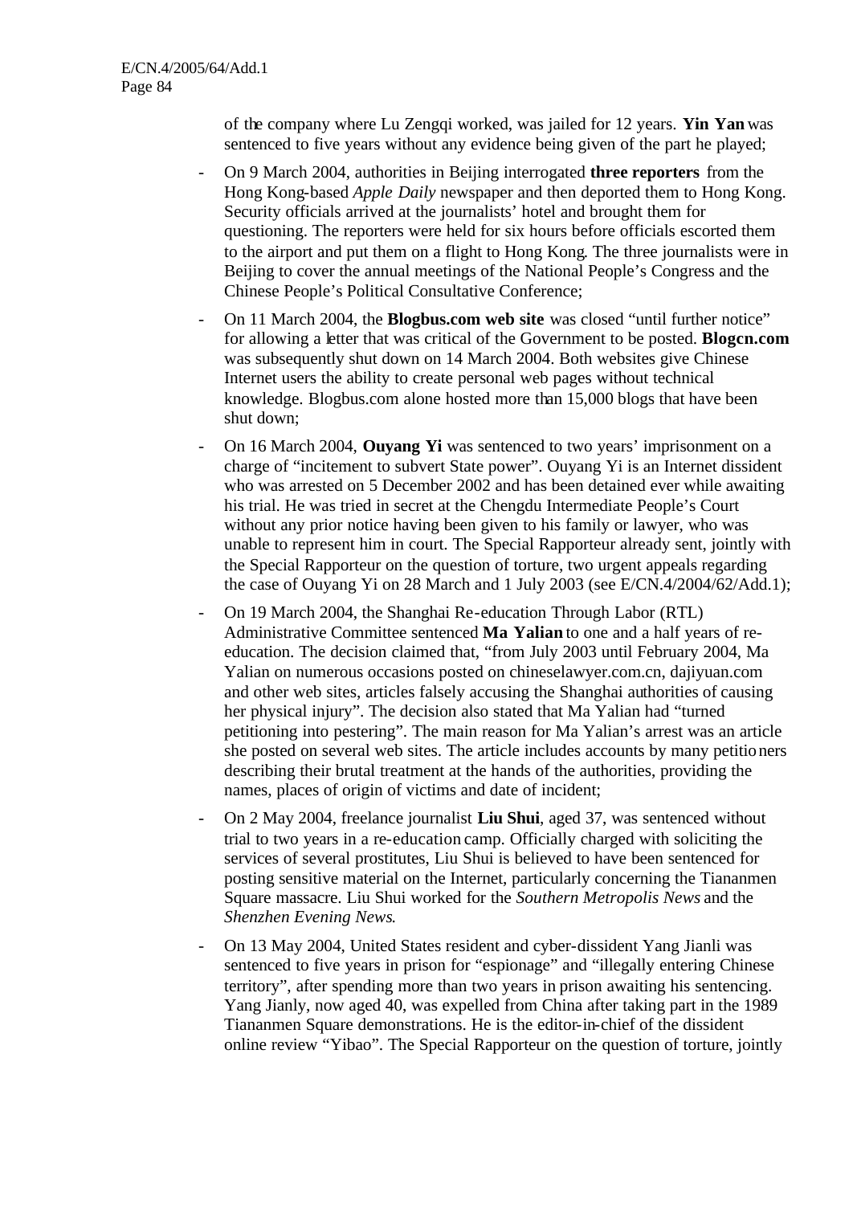of the company where Lu Zengqi worked, was jailed for 12 years. **Yin Yan** was sentenced to five years without any evidence being given of the part he played;

- On 9 March 2004, authorities in Beijing interrogated **three reporters** from the Hong Kong-based *Apple Daily* newspaper and then deported them to Hong Kong. Security officials arrived at the journalists' hotel and brought them for questioning. The reporters were held for six hours before officials escorted them to the airport and put them on a flight to Hong Kong. The three journalists were in Beijing to cover the annual meetings of the National People's Congress and the Chinese People's Political Consultative Conference;

- On 11 March 2004, the **Blogbus.com web site** was closed "until further notice" for allowing a letter that was critical of the Government to be posted. **Blogcn.com** was subsequently shut down on 14 March 2004. Both websites give Chinese Internet users the ability to create personal web pages without technical knowledge. Blogbus.com alone hosted more than 15,000 blogs that have been shut down;

- On 16 March 2004, **Ouyang Yi** was sentenced to two years' imprisonment on a charge of "incitement to subvert State power". Ouyang Yi is an Internet dissident who was arrested on 5 December 2002 and has been detained ever while awaiting his trial. He was tried in secret at the Chengdu Intermediate People's Court without any prior notice having been given to his family or lawyer, who was unable to represent him in court. The Special Rapporteur already sent, jointly with the Special Rapporteur on the question of torture, two urgent appeals regarding the case of Ouyang Yi on 28 March and 1 July 2003 (see E/CN.4/2004/62/Add.1);

- On 19 March 2004, the Shanghai Re-education Through Labor (RTL) Administrative Committee sentenced **Ma Yalian** to one and a half years of re-education. The decision claimed that, "from July 2003 until February 2004, Ma Yalian on numerous occasions posted on chineselawyer.com.cn, dajiyuan.com and other web sites, articles falsely accusing the Shanghai authorities of causing her physical injury". The decision also stated that Ma Yalian had "turned petitioning into pestering". The main reason for Ma Yalian's arrest was an article she posted on several web sites. The article includes accounts by many petitioners describing their brutal treatment at the hands of the authorities, providing the names, places of origin of victims and date of incident;

- On 2 May 2004, freelance journalist **Liu Shui**, aged 37, was sentenced without trial to two years in a re-education camp. Officially charged with soliciting the services of several prostitutes, Liu Shui is believed to have been sentenced for posting sensitive material on the Internet, particularly concerning the Tiananmen Square massacre. Liu Shui worked for the *Southern Metropolis News* and the *Shenzhen Evening News*.

- On 13 May 2004, United States resident and cyber-dissident Yang Jianli was sentenced to five years in prison for "espionage" and "illegally entering Chinese territory", after spending more than two years in prison awaiting his sentencing. Yang Jianly, now aged 40, was expelled from China after taking part in the 1989 Tiananmen Square demonstrations. He is the editor-in-chief of the dissident online review "Yibao". The Special Rapporteur on the question of torture, jointly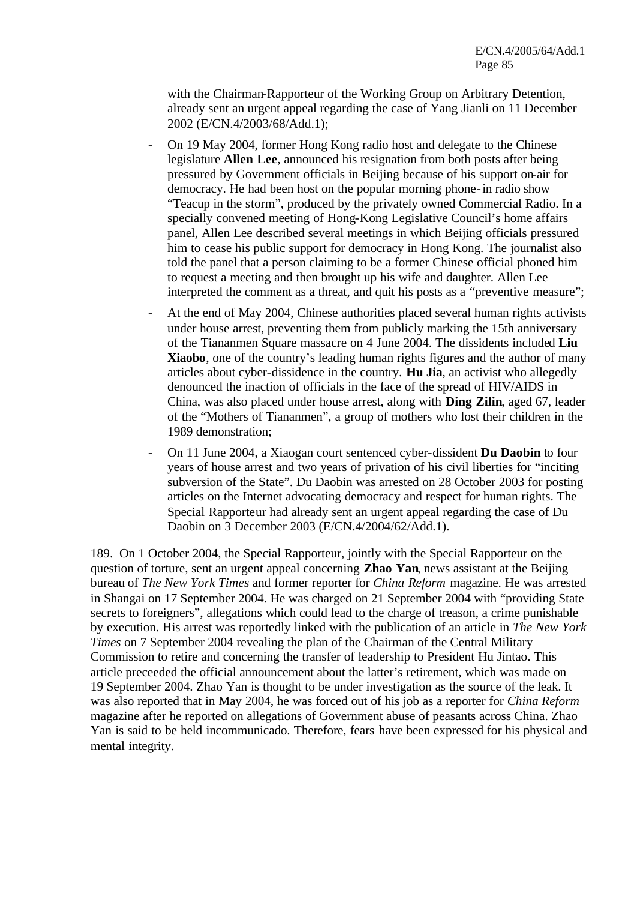with the Chairman-Rapporteur of the Working Group on Arbitrary Detention, already sent an urgent appeal regarding the case of Yang Jianli on 11 December 2002 (E/CN.4/2003/68/Add.1);

- On 19 May 2004, former Hong Kong radio host and delegate to the Chinese legislature **Allen Lee**, announced his resignation from both posts after being pressured by Government officials in Beijing because of his support on-air for democracy. He had been host on the popular morning phone-in radio show "Teacup in the storm", produced by the privately owned Commercial Radio. In a specially convened meeting of Hong-Kong Legislative Council's home affairs panel, Allen Lee described several meetings in which Beijing officials pressured him to cease his public support for democracy in Hong Kong. The journalist also told the panel that a person claiming to be a former Chinese official phoned him to request a meeting and then brought up his wife and daughter. Allen Lee interpreted the comment as a threat, and quit his posts as a "preventive measure";
- At the end of May 2004, Chinese authorities placed several human rights activists under house arrest, preventing them from publicly marking the 15th anniversary of the Tiananmen Square massacre on 4 June 2004. The dissidents included **Liu Xiaobo**, one of the country's leading human rights figures and the author of many articles about cyber-dissidence in the country. **Hu Jia**, an activist who allegedly denounced the inaction of officials in the face of the spread of HIV/AIDS in China, was also placed under house arrest, along with **Ding Zilin**, aged 67, leader of the "Mothers of Tiananmen", a group of mothers who lost their children in the 1989 demonstration;
- On 11 June 2004, a Xiaogan court sentenced cyber-dissident **Du Daobin** to four years of house arrest and two years of privation of his civil liberties for "inciting subversion of the State". Du Daobin was arrested on 28 October 2003 for posting articles on the Internet advocating democracy and respect for human rights. The Special Rapporteur had already sent an urgent appeal regarding the case of Du Daobin on 3 December 2003 (E/CN.4/2004/62/Add.1).

189. On 1 October 2004, the Special Rapporteur, jointly with the Special Rapporteur on the question of torture, sent an urgent appeal concerning **Zhao Yan**, news assistant at the Beijing bureau of *The New York Times* and former reporter for *China Reform* magazine. He was arrested in Shangai on 17 September 2004. He was charged on 21 September 2004 with "providing State secrets to foreigners", allegations which could lead to the charge of treason, a crime punishable by execution. His arrest was reportedly linked with the publication of an article in *The New York Times* on 7 September 2004 revealing the plan of the Chairman of the Central Military Commission to retire and concerning the transfer of leadership to President Hu Jintao. This article preceeded the official announcement about the latter's retirement, which was made on 19 September 2004. Zhao Yan is thought to be under investigation as the source of the leak. It was also reported that in May 2004, he was forced out of his job as a reporter for *China Reform* magazine after he reported on allegations of Government abuse of peasants across China. Zhao Yan is said to be held incommunicado. Therefore, fears have been expressed for his physical and mental integrity.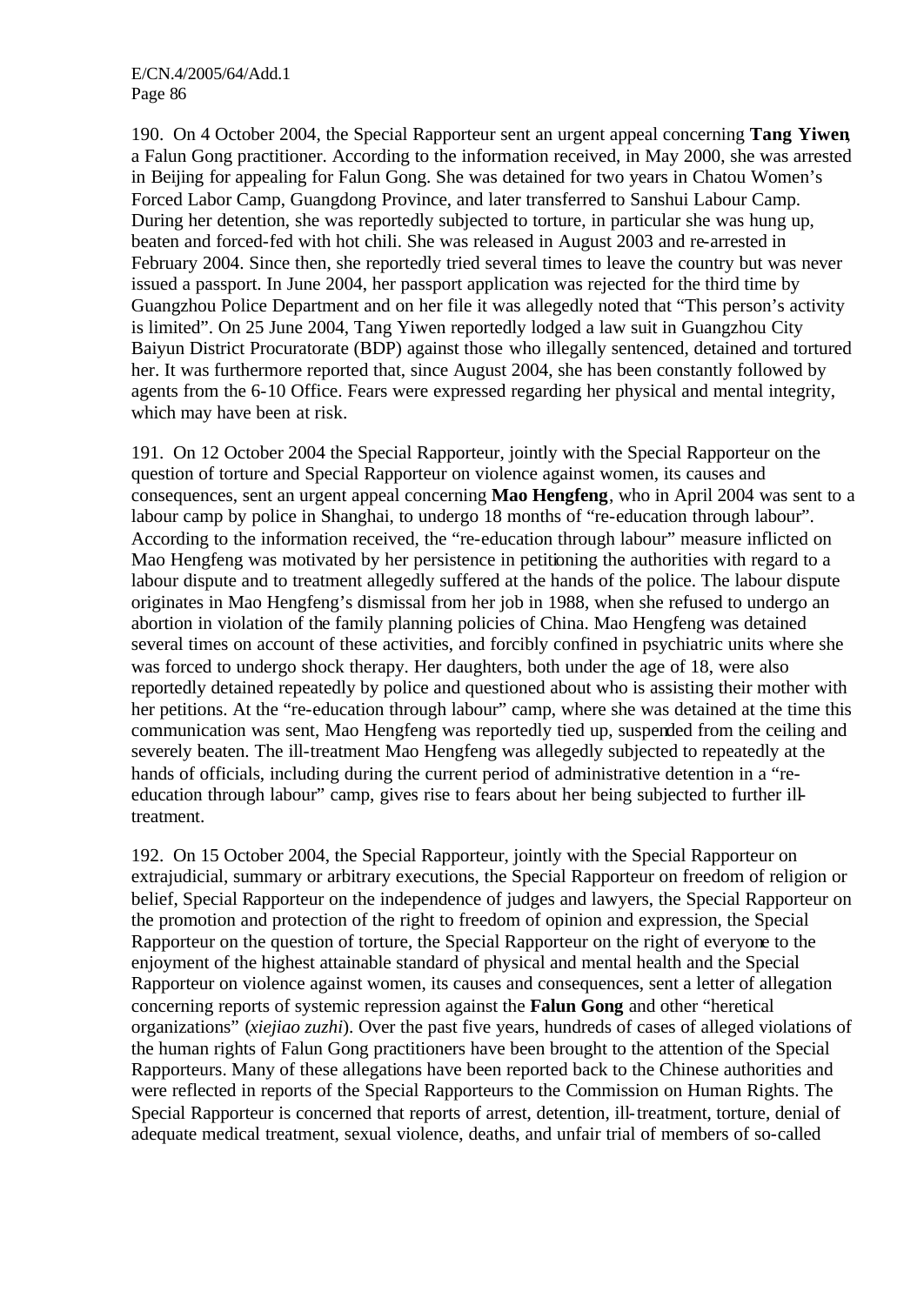190. On 4 October 2004, the Special Rapporteur sent an urgent appeal concerning **Tang Yiwen**, a Falun Gong practitioner. According to the information received, in May 2000, she was arrested in Beijing for appealing for Falun Gong. She was detained for two years in Chatou Women's Forced Labor Camp, Guangdong Province, and later transferred to Sanshui Labour Camp. During her detention, she was reportedly subjected to torture, in particular she was hung up, beaten and forced-fed with hot chili. She was released in August 2003 and re-arrested in February 2004. Since then, she reportedly tried several times to leave the country but was never issued a passport. In June 2004, her passport application was rejected for the third time by Guangzhou Police Department and on her file it was allegedly noted that "This person's activity is limited". On 25 June 2004, Tang Yiwen reportedly lodged a law suit in Guangzhou City Baiyun District Procuratorate (BDP) against those who illegally sentenced, detained and tortured her. It was furthermore reported that, since August 2004, she has been constantly followed by agents from the 6-10 Office. Fears were expressed regarding her physical and mental integrity, which may have been at risk.

191. On 12 October 2004 the Special Rapporteur, jointly with the Special Rapporteur on the question of torture and Special Rapporteur on violence against women, its causes and consequences, sent an urgent appeal concerning **Mao Hengfeng**, who in April 2004 was sent to a labour camp by police in Shanghai, to undergo 18 months of "re-education through labour". According to the information received, the "re-education through labour" measure inflicted on Mao Hengfeng was motivated by her persistence in petitioning the authorities with regard to a labour dispute and to treatment allegedly suffered at the hands of the police. The labour dispute originates in Mao Hengfeng's dismissal from her job in 1988, when she refused to undergo an abortion in violation of the family planning policies of China. Mao Hengfeng was detained several times on account of these activities, and forcibly confined in psychiatric units where she was forced to undergo shock therapy. Her daughters, both under the age of 18, were also reportedly detained repeatedly by police and questioned about who is assisting their mother with her petitions. At the "re-education through labour" camp, where she was detained at the time this communication was sent, Mao Hengfeng was reportedly tied up, suspended from the ceiling and severely beaten. The ill-treatment Mao Hengfeng was allegedly subjected to repeatedly at the hands of officials, including during the current period of administrative detention in a "re-education through labour" camp, gives rise to fears about her being subjected to further ill-treatment.

192. On 15 October 2004, the Special Rapporteur, jointly with the Special Rapporteur on extrajudicial, summary or arbitrary executions, the Special Rapporteur on freedom of religion or belief, Special Rapporteur on the independence of judges and lawyers, the Special Rapporteur on the promotion and protection of the right to freedom of opinion and expression, the Special Rapporteur on the question of torture, the Special Rapporteur on the right of everyone to the enjoyment of the highest attainable standard of physical and mental health and the Special Rapporteur on violence against women, its causes and consequences, sent a letter of allegation concerning reports of systemic repression against the **Falun Gong** and other "heretical organizations" (*xiejiao zuzhi*). Over the past five years, hundreds of cases of alleged violations of the human rights of Falun Gong practitioners have been brought to the attention of the Special Rapporteurs. Many of these allegations have been reported back to the Chinese authorities and were reflected in reports of the Special Rapporteurs to the Commission on Human Rights. The Special Rapporteur is concerned that reports of arrest, detention, ill-treatment, torture, denial of adequate medical treatment, sexual violence, deaths, and unfair trial of members of so-called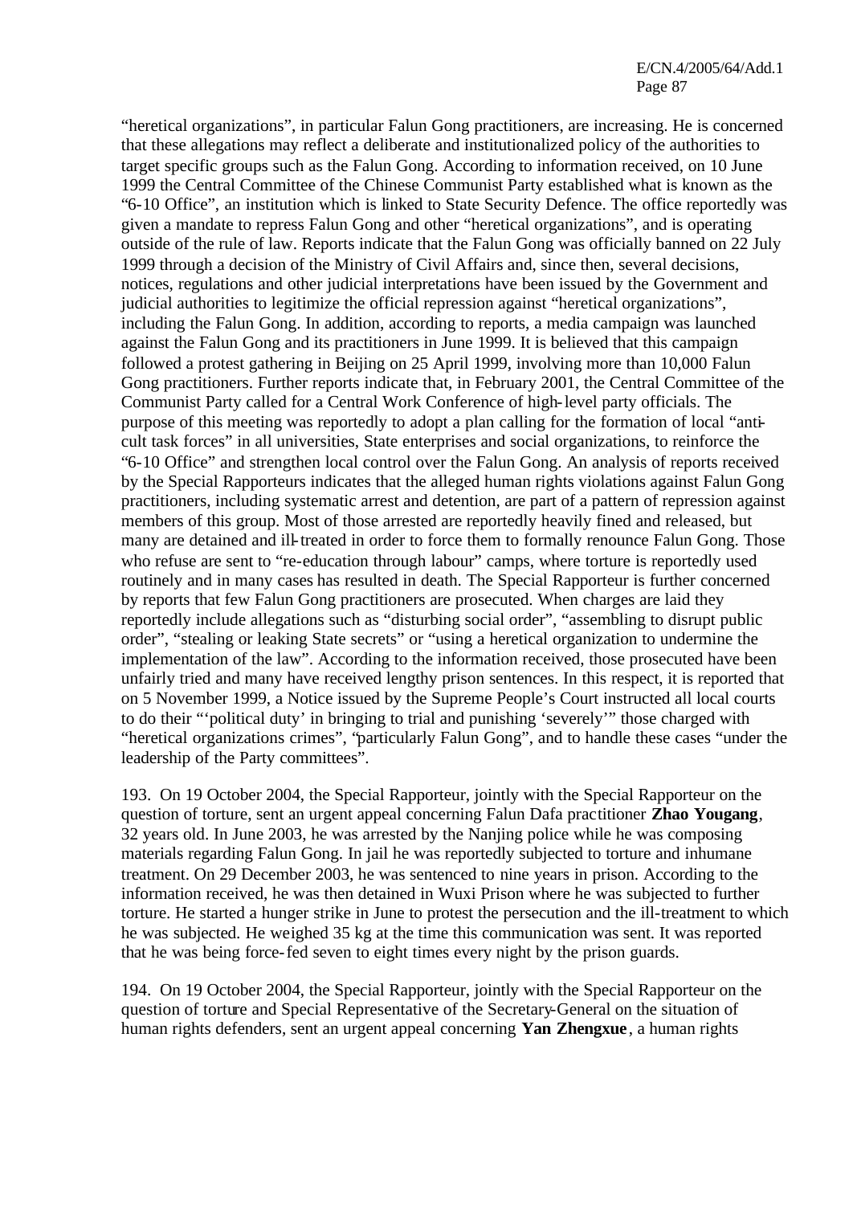"heretical organizations", in particular Falun Gong practitioners, are increasing. He is concerned that these allegations may reflect a deliberate and institutionalized policy of the authorities to target specific groups such as the Falun Gong. According to information received, on 10 June 1999 the Central Committee of the Chinese Communist Party established what is known as the "6-10 Office", an institution which is linked to State Security Defence. The office reportedly was given a mandate to repress Falun Gong and other "heretical organizations", and is operating outside of the rule of law. Reports indicate that the Falun Gong was officially banned on 22 July 1999 through a decision of the Ministry of Civil Affairs and, since then, several decisions, notices, regulations and other judicial interpretations have been issued by the Government and judicial authorities to legitimize the official repression against "heretical organizations", including the Falun Gong. In addition, according to reports, a media campaign was launched against the Falun Gong and its practitioners in June 1999. It is believed that this campaign followed a protest gathering in Beijing on 25 April 1999, involving more than 10,000 Falun Gong practitioners. Further reports indicate that, in February 2001, the Central Committee of the Communist Party called for a Central Work Conference of high-level party officials. The purpose of this meeting was reportedly to adopt a plan calling for the formation of local "anti-cult task forces" in all universities, State enterprises and social organizations, to reinforce the "6-10 Office" and strengthen local control over the Falun Gong. An analysis of reports received by the Special Rapporteurs indicates that the alleged human rights violations against Falun Gong practitioners, including systematic arrest and detention, are part of a pattern of repression against members of this group. Most of those arrested are reportedly heavily fined and released, but many are detained and ill-treated in order to force them to formally renounce Falun Gong. Those who refuse are sent to "re-education through labour" camps, where torture is reportedly used routinely and in many cases has resulted in death. The Special Rapporteur is further concerned by reports that few Falun Gong practitioners are prosecuted. When charges are laid they reportedly include allegations such as "disturbing social order", "assembling to disrupt public order", "stealing or leaking State secrets" or "using a heretical organization to undermine the implementation of the law". According to the information received, those prosecuted have been unfairly tried and many have received lengthy prison sentences. In this respect, it is reported that on 5 November 1999, a Notice issued by the Supreme People's Court instructed all local courts to do their "'political duty' in bringing to trial and punishing 'severely'" those charged with "heretical organizations crimes", "particularly Falun Gong", and to handle these cases "under the leadership of the Party committees".

193. On 19 October 2004, the Special Rapporteur, jointly with the Special Rapporteur on the question of torture, sent an urgent appeal concerning Falun Dafa practitioner **Zhao Yougang**, 32 years old. In June 2003, he was arrested by the Nanjing police while he was composing materials regarding Falun Gong. In jail he was reportedly subjected to torture and inhumane treatment. On 29 December 2003, he was sentenced to nine years in prison. According to the information received, he was then detained in Wuxi Prison where he was subjected to further torture. He started a hunger strike in June to protest the persecution and the ill-treatment to which he was subjected. He weighed 35 kg at the time this communication was sent. It was reported that he was being force-fed seven to eight times every night by the prison guards.

194. On 19 October 2004, the Special Rapporteur, jointly with the Special Rapporteur on the question of torture and Special Representative of the Secretary-General on the situation of human rights defenders, sent an urgent appeal concerning **Yan Zhengxue**, a human rights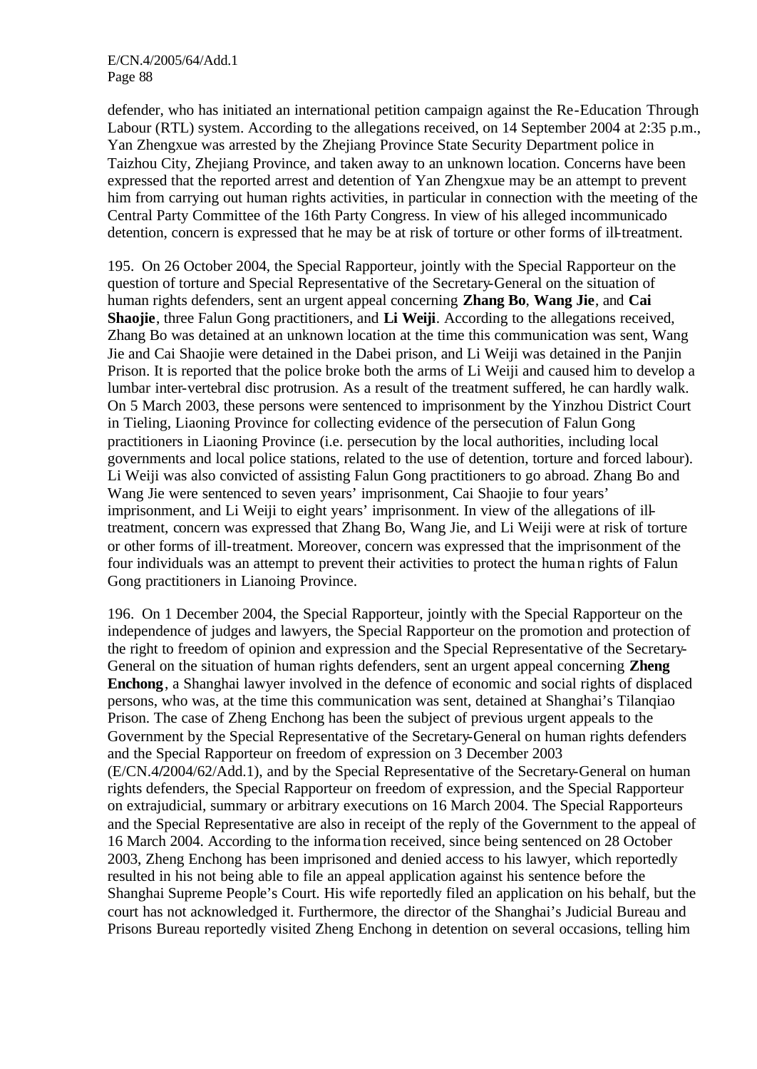defender, who has initiated an international petition campaign against the Re-Education Through Labour (RTL) system. According to the allegations received, on 14 September 2004 at 2:35 p.m., Yan Zhengxue was arrested by the Zhejiang Province State Security Department police in Taizhou City, Zhejiang Province, and taken away to an unknown location. Concerns have been expressed that the reported arrest and detention of Yan Zhengxue may be an attempt to prevent him from carrying out human rights activities, in particular in connection with the meeting of the Central Party Committee of the 16th Party Congress. In view of his alleged incommunicado detention, concern is expressed that he may be at risk of torture or other forms of ill-treatment.

195. On 26 October 2004, the Special Rapporteur, jointly with the Special Rapporteur on the question of torture and Special Representative of the Secretary-General on the situation of human rights defenders, sent an urgent appeal concerning **Zhang Bo**, **Wang Jie**, and **Cai Shaojie**, three Falun Gong practitioners, and **Li Weiji**. According to the allegations received, Zhang Bo was detained at an unknown location at the time this communication was sent, Wang Jie and Cai Shaojie were detained in the Dabei prison, and Li Weiji was detained in the Panjin Prison. It is reported that the police broke both the arms of Li Weiji and caused him to develop a lumbar inter-vertebral disc protrusion. As a result of the treatment suffered, he can hardly walk. On 5 March 2003, these persons were sentenced to imprisonment by the Yinzhou District Court in Tieling, Liaoning Province for collecting evidence of the persecution of Falun Gong practitioners in Liaoning Province (i.e. persecution by the local authorities, including local governments and local police stations, related to the use of detention, torture and forced labour). Li Weiji was also convicted of assisting Falun Gong practitioners to go abroad. Zhang Bo and Wang Jie were sentenced to seven years' imprisonment, Cai Shaojie to four years' imprisonment, and Li Weiji to eight years' imprisonment. In view of the allegations of ill-treatment, concern was expressed that Zhang Bo, Wang Jie, and Li Weiji were at risk of torture or other forms of ill-treatment. Moreover, concern was expressed that the imprisonment of the four individuals was an attempt to prevent their activities to protect the human rights of Falun Gong practitioners in Lianoing Province.

196. On 1 December 2004, the Special Rapporteur, jointly with the Special Rapporteur on the independence of judges and lawyers, the Special Rapporteur on the promotion and protection of the right to freedom of opinion and expression and the Special Representative of the Secretary-General on the situation of human rights defenders, sent an urgent appeal concerning **Zheng Enchong**, a Shanghai lawyer involved in the defence of economic and social rights of displaced persons, who was, at the time this communication was sent, detained at Shanghai's Tilanqiao Prison. The case of Zheng Enchong has been the subject of previous urgent appeals to the Government by the Special Representative of the Secretary-General on human rights defenders and the Special Rapporteur on freedom of expression on 3 December 2003 (E/CN.4/2004/62/Add.1), and by the Special Representative of the Secretary-General on human rights defenders, the Special Rapporteur on freedom of expression, and the Special Rapporteur on extrajudicial, summary or arbitrary executions on 16 March 2004. The Special Rapporteurs and the Special Representative are also in receipt of the reply of the Government to the appeal of 16 March 2004. According to the information received, since being sentenced on 28 October 2003, Zheng Enchong has been imprisoned and denied access to his lawyer, which reportedly resulted in his not being able to file an appeal application against his sentence before the Shanghai Supreme People's Court. His wife reportedly filed an application on his behalf, but the court has not acknowledged it. Furthermore, the director of the Shanghai's Judicial Bureau and Prisons Bureau reportedly visited Zheng Enchong in detention on several occasions, telling him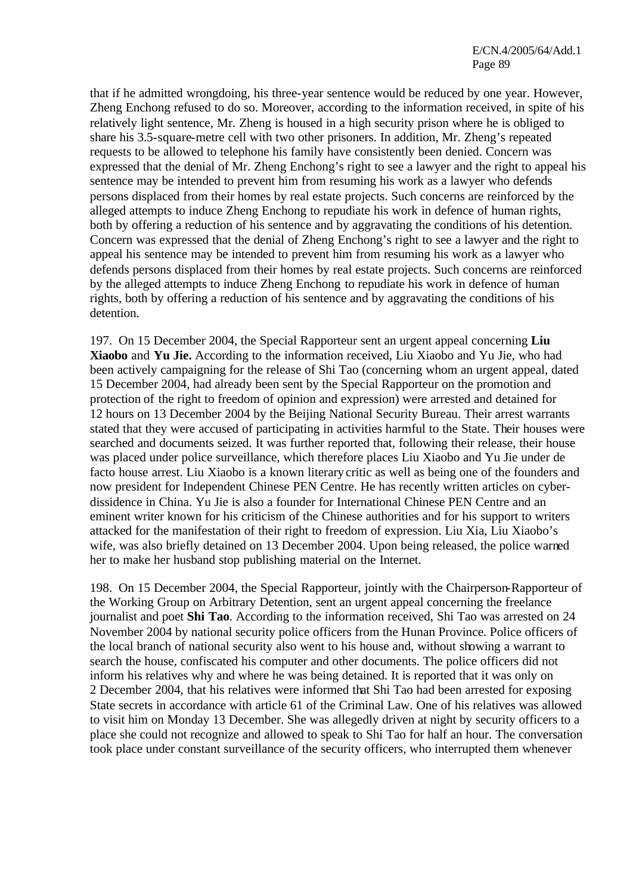that if he admitted wrongdoing, his three-year sentence would be reduced by one year. However, Zheng Enchong refused to do so. Moreover, according to the information received, in spite of his relatively light sentence, Mr. Zheng is housed in a high security prison where he is obliged to share his 3.5-square-metre cell with two other prisoners. In addition, Mr. Zheng's repeated requests to be allowed to telephone his family have consistently been denied. Concern was expressed that the denial of Mr. Zheng Enchong's right to see a lawyer and the right to appeal his sentence may be intended to prevent him from resuming his work as a lawyer who defends persons displaced from their homes by real estate projects. Such concerns are reinforced by the alleged attempts to induce Zheng Enchong to repudiate his work in defence of human rights, both by offering a reduction of his sentence and by aggravating the conditions of his detention. Concern was expressed that the denial of Zheng Enchong's right to see a lawyer and the right to appeal his sentence may be intended to prevent him from resuming his work as a lawyer who defends persons displaced from their homes by real estate projects. Such concerns are reinforced by the alleged attempts to induce Zheng Enchong to repudiate his work in defence of human rights, both by offering a reduction of his sentence and by aggravating the conditions of his detention.

197. On 15 December 2004, the Special Rapporteur sent an urgent appeal concerning **Liu Xiaobo** and **Yu Jie.** According to the information received, Liu Xiaobo and Yu Jie, who had been actively campaigning for the release of Shi Tao (concerning whom an urgent appeal, dated 15 December 2004, had already been sent by the Special Rapporteur on the promotion and protection of the right to freedom of opinion and expression) were arrested and detained for 12 hours on 13 December 2004 by the Beijing National Security Bureau. Their arrest warrants stated that they were accused of participating in activities harmful to the State. Their houses were searched and documents seized. It was further reported that, following their release, their house was placed under police surveillance, which therefore places Liu Xiaobo and Yu Jie under de facto house arrest. Liu Xiaobo is a known literary critic as well as being one of the founders and now president for Independent Chinese PEN Centre. He has recently written articles on cyber-dissidence in China. Yu Jie is also a founder for International Chinese PEN Centre and an eminent writer known for his criticism of the Chinese authorities and for his support to writers attacked for the manifestation of their right to freedom of expression. Liu Xia, Liu Xiaobo's wife, was also briefly detained on 13 December 2004. Upon being released, the police warned her to make her husband stop publishing material on the Internet.

198. On 15 December 2004, the Special Rapporteur, jointly with the Chairperson-Rapporteur of the Working Group on Arbitrary Detention, sent an urgent appeal concerning the freelance journalist and poet **Shi Tao**. According to the information received, Shi Tao was arrested on 24 November 2004 by national security police officers from the Hunan Province. Police officers of the local branch of national security also went to his house and, without showing a warrant to search the house, confiscated his computer and other documents. The police officers did not inform his relatives why and where he was being detained. It is reported that it was only on 2 December 2004, that his relatives were informed that Shi Tao had been arrested for exposing State secrets in accordance with article 61 of the Criminal Law. One of his relatives was allowed to visit him on Monday 13 December. She was allegedly driven at night by security officers to a place she could not recognize and allowed to speak to Shi Tao for half an hour. The conversation took place under constant surveillance of the security officers, who interrupted them whenever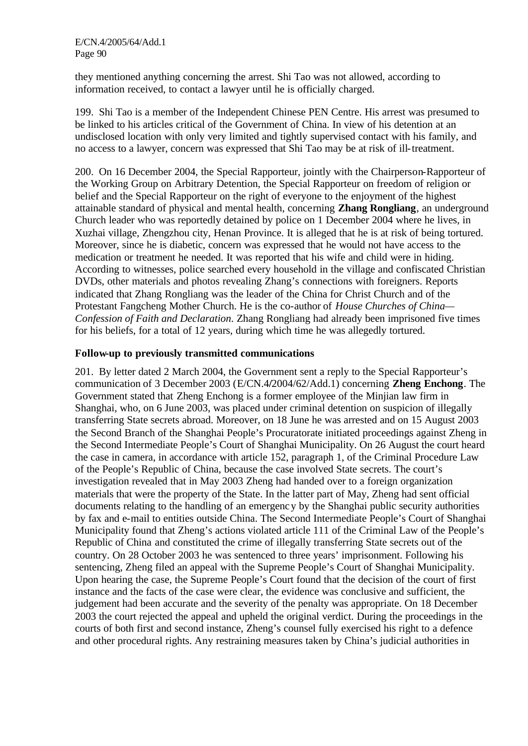they mentioned anything concerning the arrest. Shi Tao was not allowed, according to information received, to contact a lawyer until he is officially charged.

199. Shi Tao is a member of the Independent Chinese PEN Centre. His arrest was presumed to be linked to his articles critical of the Government of China. In view of his detention at an undisclosed location with only very limited and tightly supervised contact with his family, and no access to a lawyer, concern was expressed that Shi Tao may be at risk of ill-treatment.

200. On 16 December 2004, the Special Rapporteur, jointly with the Chairperson-Rapporteur of the Working Group on Arbitrary Detention, the Special Rapporteur on freedom of religion or belief and the Special Rapporteur on the right of everyone to the enjoyment of the highest attainable standard of physical and mental health, concerning **Zhang Rongliang**, an underground Church leader who was reportedly detained by police on 1 December 2004 where he lives, in Xuzhai village, Zhengzhou city, Henan Province. It is alleged that he is at risk of being tortured. Moreover, since he is diabetic, concern was expressed that he would not have access to the medication or treatment he needed. It was reported that his wife and child were in hiding. According to witnesses, police searched every household in the village and confiscated Christian DVDs, other materials and photos revealing Zhang's connections with foreigners. Reports indicated that Zhang Rongliang was the leader of the China for Christ Church and of the Protestant Fangcheng Mother Church. He is the co-author of *House Churches of China— Confession of Faith and Declaration*. Zhang Rongliang had already been imprisoned five times for his beliefs, for a total of 12 years, during which time he was allegedly tortured.

### Follow-up to previously transmitted communications

201. By letter dated 2 March 2004, the Government sent a reply to the Special Rapporteur's communication of 3 December 2003 (E/CN.4/2004/62/Add.1) concerning **Zheng Enchong**. The Government stated that Zheng Enchong is a former employee of the Minjian law firm in Shanghai, who, on 6 June 2003, was placed under criminal detention on suspicion of illegally transferring State secrets abroad. Moreover, on 18 June he was arrested and on 15 August 2003 the Second Branch of the Shanghai People's Procuratorate initiated proceedings against Zheng in the Second Intermediate People's Court of Shanghai Municipality. On 26 August the court heard the case in camera, in accordance with article 152, paragraph 1, of the Criminal Procedure Law of the People's Republic of China, because the case involved State secrets. The court's investigation revealed that in May 2003 Zheng had handed over to a foreign organization materials that were the property of the State. In the latter part of May, Zheng had sent official documents relating to the handling of an emergency by the Shanghai public security authorities by fax and e-mail to entities outside China. The Second Intermediate People's Court of Shanghai Municipality found that Zheng's actions violated article 111 of the Criminal Law of the People's Republic of China and constituted the crime of illegally transferring State secrets out of the country. On 28 October 2003 he was sentenced to three years' imprisonment. Following his sentencing, Zheng filed an appeal with the Supreme People's Court of Shanghai Municipality. Upon hearing the case, the Supreme People's Court found that the decision of the court of first instance and the facts of the case were clear, the evidence was conclusive and sufficient, the judgement had been accurate and the severity of the penalty was appropriate. On 18 December 2003 the court rejected the appeal and upheld the original verdict. During the proceedings in the courts of both first and second instance, Zheng's counsel fully exercised his right to a defence and other procedural rights. Any restraining measures taken by China's judicial authorities in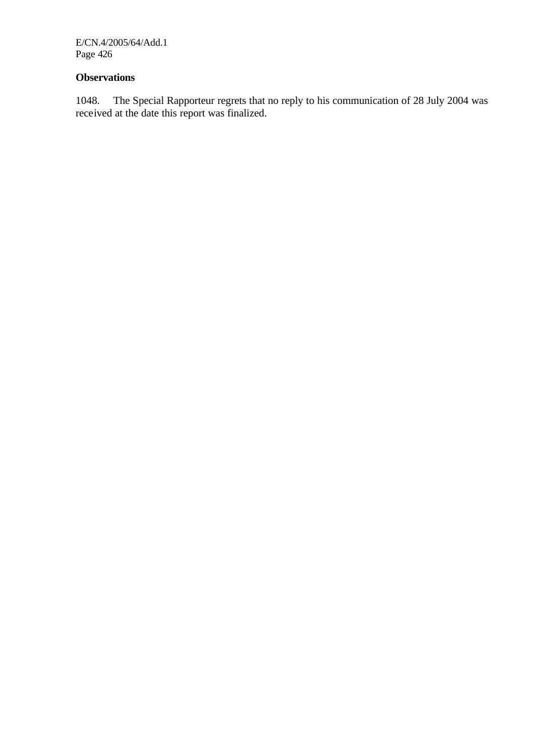**Observations**

1048. The Special Rapporteur regrets that no reply to his communication of 28 July 2004 was received at the date this report was finalized.